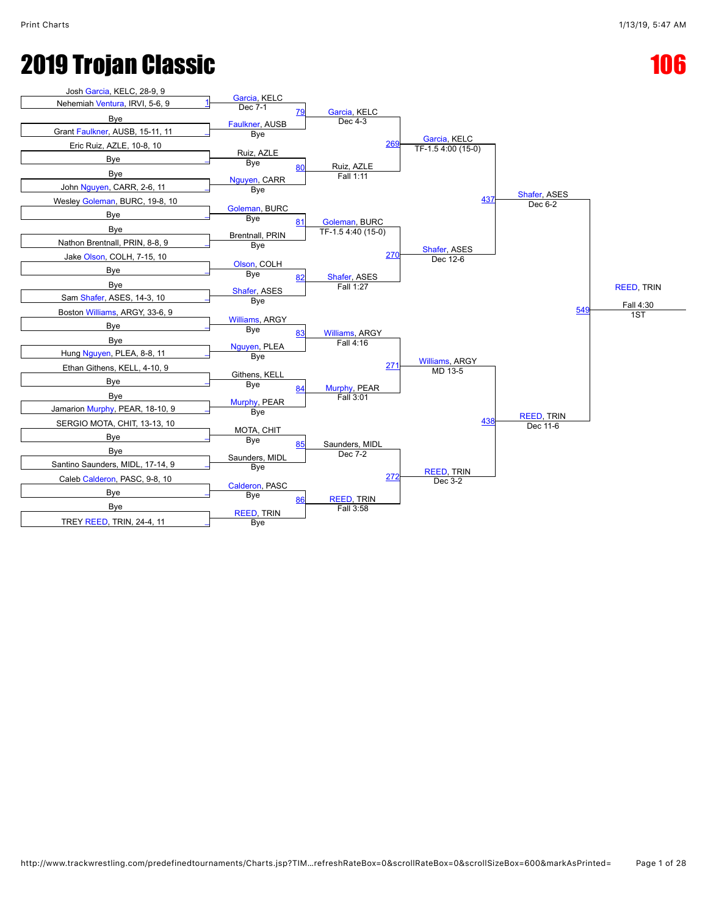# 2019 Trojan Classic

# 106

## First Round

| Bout | Wrestler 1 | Wrestler 2 | Winner | Result |
|---|---|---|---|---|
| 1 | Josh Garcia, KELC, 28-9, 9 | Nehemiah Ventura, IRVI, 5-6, 9 | Garcia, KELC | Dec 7-1 |
| | Bye | Grant Faulkner, AUSB, 15-11, 11 | Faulkner, AUSB | Bye |
| | Eric Ruiz, AZLE, 10-8, 10 | Bye | Ruiz, AZLE | Bye |
| | Bye | John Nguyen, CARR, 2-6, 11 | Nguyen, CARR | Bye |
| | Wesley Goleman, BURC, 19-8, 10 | Bye | Goleman, BURC | Bye |
| | Bye | Nathon Brentnall, PRIN, 8-8, 9 | Brentnall, PRIN | Bye |
| | Jake Olson, COLH, 7-15, 10 | Bye | Olson, COLH | Bye |
| | Bye | Sam Shafer, ASES, 14-3, 10 | Shafer, ASES | Bye |
| | Boston Williams, ARGY, 33-6, 9 | Bye | Williams, ARGY | Bye |
| | Bye | Hung Nguyen, PLEA, 8-8, 11 | Nguyen, PLEA | Bye |
| | Ethan Githens, KELL, 4-10, 9 | Bye | Githens, KELL | Bye |
| | Bye | Jamarion Murphy, PEAR, 18-10, 9 | Murphy, PEAR | Bye |
| | SERGIO MOTA, CHIT, 13-13, 10 | Bye | MOTA, CHIT | Bye |
| | Bye | Santino Saunders, MIDL, 17-14, 9 | Saunders, MIDL | Bye |
| | Caleb Calderon, PASC, 9-8, 10 | Bye | Calderon, PASC | Bye |
| | Bye | TREY REED, TRIN, 24-4, 11 | REED, TRIN | Bye |

## Second Round

| Bout | Winner | Result |
|---|---|---|
| 79 | Garcia, KELC | Dec 4-3 |
| 80 | Ruiz, AZLE | Fall 1:11 |
| 81 | Goleman, BURC | TF-1.5 4:40 (15-0) |
| 82 | Shafer, ASES | Fall 1:27 |
| 83 | Williams, ARGY | Fall 4:16 |
| 84 | Murphy, PEAR | Fall 3:01 |
| 85 | Saunders, MIDL | Dec 7-2 |
| 86 | REED, TRIN | Fall 3:58 |

## Quarterfinals

| Bout | Winner | Result |
|---|---|---|
| 269 | Garcia, KELC | TF-1.5 4:00 (15-0) |
| 270 | Shafer, ASES | Dec 12-6 |
| 271 | Williams, ARGY | MD 13-5 |
| 272 | REED, TRIN | Dec 3-2 |

## Semifinals

| Bout | Winner | Result |
|---|---|---|
| 437 | Shafer, ASES | Dec 6-2 |
| 438 | REED, TRIN | Dec 11-6 |

## Final

| Bout | Winner | Result | Place |
|---|---|---|---|
| 549 | REED, TRIN | Fall 4:30 | 1ST |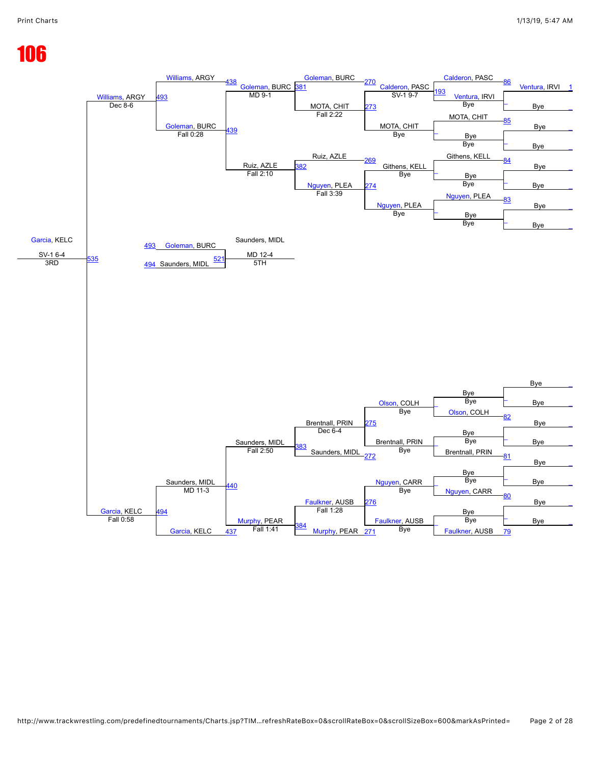# 106

## Consolation Bracket

### Top half

| Match | Wrestler 1 | Wrestler 2 | Winner | Result |
| --- | --- | --- | --- | --- |
| 1 | Ventura, IRVI | Bye | | |
| 86 | Calderon, PASC | Bye | | |
| 85 | MOTA, CHIT | Bye | | |
| 84 | Githens, KELL | Bye | | |
| 83 | Nguyen, PLEA | Bye | | |
| 193 | Calderon, PASC | Ventura, IRVI | Calderon, PASC | SV-1 9-7 |
| 273 | MOTA, CHIT | Bye | MOTA, CHIT | Bye |
| 269 | Githens, KELL | Bye | Githens, KELL | Bye |
| 274 | Nguyen, PLEA | Bye | Nguyen, PLEA | Bye |
| 270 | Goleman, BURC | Calderon, PASC | | |
| 381 | Goleman, BURC | MOTA, CHIT | MOTA, CHIT | Fall 2:22 |
| 382 | Ruiz, AZLE | Nguyen, PLEA | Nguyen, PLEA | Fall 3:39 |
| 438 | Williams, ARGY | Goleman, BURC | Goleman, BURC | MD 9-1 |
| 439 | Goleman, BURC | Ruiz, AZLE | Ruiz, AZLE | Fall 2:10 |
| 493 | Williams, ARGY | Goleman, BURC | Goleman, BURC | Fall 0:28 |

Williams, ARGY — Dec 8-6

### 5th Place

| Match | Wrestler 1 | Wrestler 2 | Winner | Result |
| --- | --- | --- | --- | --- |
| 521 | Goleman, BURC (493) | Saunders, MIDL (494) | Saunders, MIDL | MD 12-4 — 5TH |

### 3rd Place

| Match | Wrestler 1 | Wrestler 2 | Winner | Result |
| --- | --- | --- | --- | --- |
| 535 | Williams, ARGY | Garcia, KELC | Garcia, KELC | SV-1 6-4 — 3RD |

### Bottom half

| Match | Wrestler 1 | Wrestler 2 | Winner | Result |
| --- | --- | --- | --- | --- |
| – | Bye | Bye | Bye | |
| 82 | Olson, COLH | Bye | | |
| 81 | Brentnall, PRIN | Bye | | |
| 80 | Nguyen, CARR | Bye | | |
| 79 | Faulkner, AUSB | Bye | | |
| 275 | Olson, COLH | Bye | Olson, COLH | Bye |
| 272 | Brentnall, PRIN | Bye | Brentnall, PRIN | Bye |
| 276 | Nguyen, CARR | Bye | Nguyen, CARR | Bye |
| 271 | Faulkner, AUSB | Bye | Faulkner, AUSB | Bye |
| 383 | Brentnall, PRIN | Saunders, MIDL | Brentnall, PRIN | Dec 6-4 |
| 384 | Faulkner, AUSB | Murphy, PEAR | Faulkner, AUSB | Fall 1:28 |
| 440 | Saunders, MIDL | Murphy, PEAR | Saunders, MIDL | Fall 2:50 |
| 437 | Murphy, PEAR | Garcia, KELC | Murphy, PEAR | Fall 1:41 |
| 494 | Saunders, MIDL | Garcia, KELC | Saunders, MIDL | MD 11-3 |

Garcia, KELC — Fall 0:58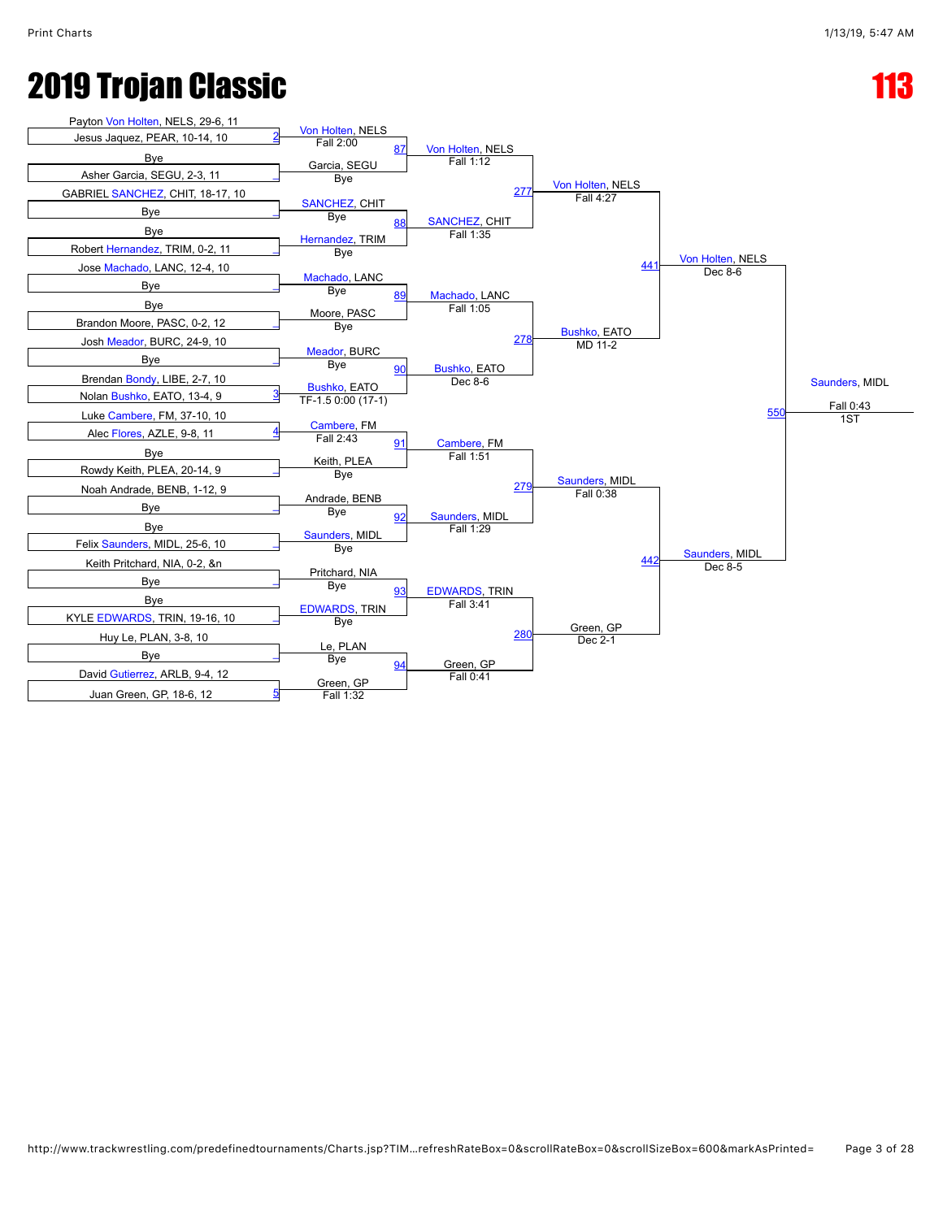# 2019 Trojan Classic

## 113

### Round 1 (First-round pairings)

| Bout | Top Wrestler | Bottom Wrestler |
|---|---|---|
| 2 | Payton Von Holten, NELS, 29-6, 11 | Jesus Jaquez, PEAR, 10-14, 10 |
| _ | Bye | Asher Garcia, SEGU, 2-3, 11 |
| _ | GABRIEL SANCHEZ, CHIT, 18-17, 10 | Bye |
| _ | Bye | Robert Hernandez, TRIM, 0-2, 11 |
| _ | Jose Machado, LANC, 12-4, 10 | Bye |
| _ | Bye | Brandon Moore, PASC, 0-2, 12 |
| _ | Josh Meador, BURC, 24-9, 10 | Bye |
| 3 | Brendan Bondy, LIBE, 2-7, 10 | Nolan Bushko, EATO, 13-4, 9 |
| 4 | Luke Cambere, FM, 37-10, 10 | Alec Flores, AZLE, 9-8, 11 |
| _ | Bye | Rowdy Keith, PLEA, 20-14, 9 |
| _ | Noah Andrade, BENB, 1-12, 9 | Bye |
| _ | Bye | Felix Saunders, MIDL, 25-6, 10 |
| _ | Keith Pritchard, NIA, 0-2, &n | Bye |
| _ | Bye | KYLE EDWARDS, TRIN, 19-16, 10 |
| _ | Huy Le, PLAN, 3-8, 10 | Bye |
| 5 | David Gutierrez, ARLB, 9-4, 12 | Juan Green, GP, 18-6, 12 |

### Round 2 (Results of Round 1)

| Bout | Top Wrestler | Result | Bottom Wrestler | Result |
|---|---|---|---|---|
| 87 | Von Holten, NELS | Fall 2:00 | Garcia, SEGU | Bye |
| 88 | SANCHEZ, CHIT | Bye | Hernandez, TRIM | Bye |
| 89 | Machado, LANC | Bye | Moore, PASC | Bye |
| 90 | Meador, BURC | Bye | Bushko, EATO | TF-1.5 0:00 (17-1) |
| 91 | Cambere, FM | Fall 2:43 | Keith, PLEA | Bye |
| 92 | Andrade, BENB | Bye | Saunders, MIDL | Bye |
| 93 | Pritchard, NIA | Bye | EDWARDS, TRIN | Bye |
| 94 | Le, PLAN | Bye | Green, GP | Fall 1:32 |

### Quarterfinals

| Bout | Top Wrestler | Result | Bottom Wrestler | Result |
|---|---|---|---|---|
| 277 | Von Holten, NELS | Fall 1:12 | SANCHEZ, CHIT | Fall 1:35 |
| 278 | Machado, LANC | Fall 1:05 | Bushko, EATO | Dec 8-6 |
| 279 | Cambere, FM | Fall 1:51 | Saunders, MIDL | Fall 1:29 |
| 280 | EDWARDS, TRIN | Fall 3:41 | Green, GP | Fall 0:41 |

### Semifinals

| Bout | Top Wrestler | Result | Bottom Wrestler | Result |
|---|---|---|---|---|
| 441 | Von Holten, NELS | Fall 4:27 | Bushko, EATO | MD 11-2 |
| 442 | Saunders, MIDL | Fall 0:38 | Green, GP | Dec 2-1 |

### Finals

| Bout | Top Wrestler | Result | Bottom Wrestler | Result |
|---|---|---|---|---|
| 550 | Von Holten, NELS | Dec 8-6 | Saunders, MIDL | Dec 8-5 |

### Champion

Saunders, MIDL — Fall 0:43 — 1ST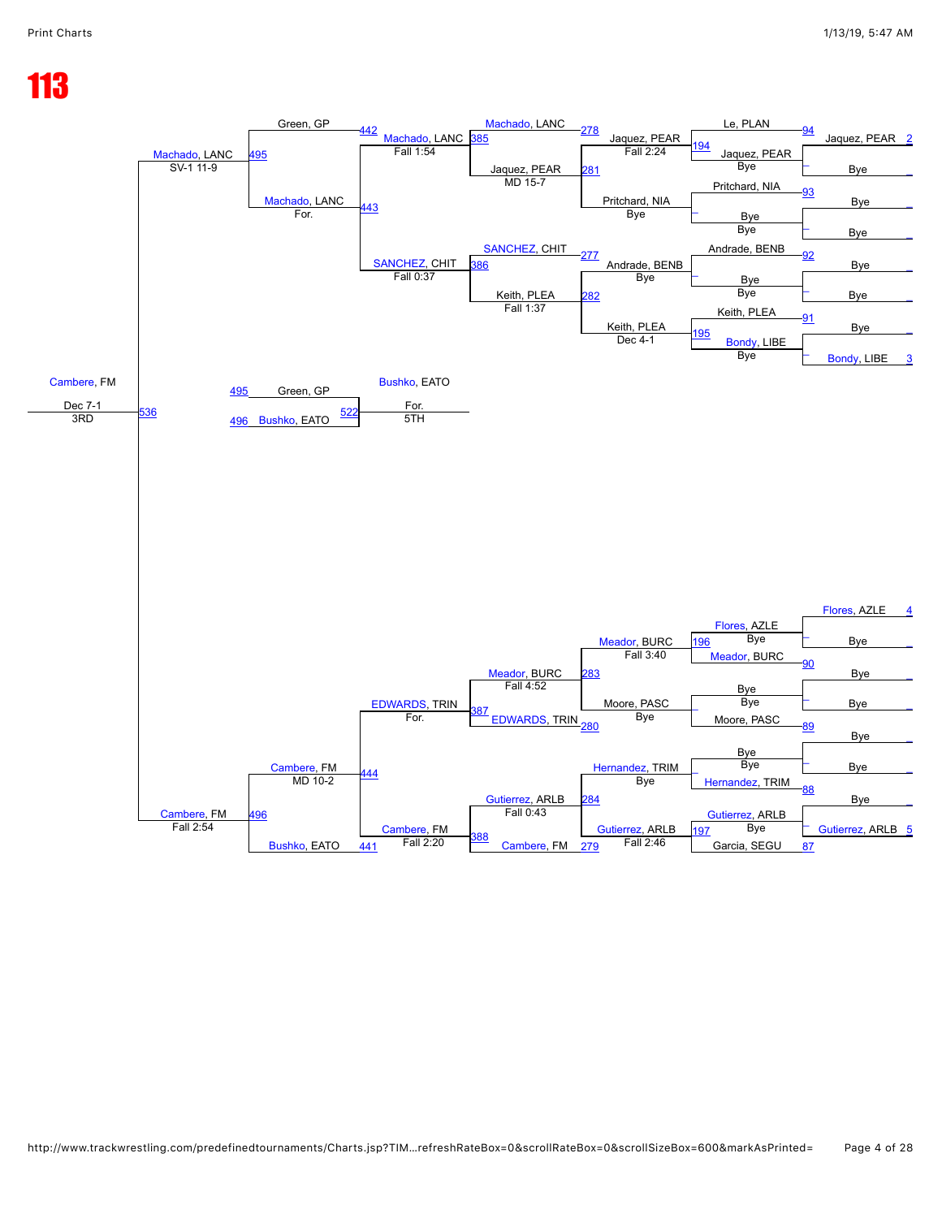# 113

**Top half bracket**

| Seed | Round 1 | Bout | Round 2 | Bout | Quarterfinal | Bout | Semifinal | Bout | Final |
|---|---|---|---|---|---|---|---|---|---|
| 2 | Jaquez, PEAR | 94 | Le, PLAN / Jaquez, PEAR (Bye) | 194 | Jaquez, PEAR (Fall 2:24) | 278 | Machado, LANC | 385 | Machado, LANC (Fall 1:54) |
| | Bye | | | | | | | | |
| | Bye | 93 | Pritchard, NIA / Bye (Bye) | – | Pritchard, NIA (Bye) | 281 | Jaquez, PEAR (MD 15-7) | | |
| | Bye | | | | | | | | |
| | Bye | 92 | Andrade, BENB / Bye (Bye) | – | Andrade, BENB (Bye) | 277 | SANCHEZ, CHIT | 386 | SANCHEZ, CHIT (Fall 0:37) |
| | Bye | | | | | | | | |
| | Bye | 91 | Keith, PLEA / Bondy, LIBE (Bye) | 195 | Keith, PLEA (Dec 4-1) | 282 | Keith, PLEA (Fall 1:37) | | |
| 3 | Bondy, LIBE | | | | | | | | |

Semifinal: 442 Green, GP / 443 Machado, LANC (For.) → 495 Machado, LANC (SV-1 11-9)

**Bottom half bracket**

| Seed | Round 1 | Bout | Round 2 | Bout | Quarterfinal | Bout | Semifinal | Bout | Final |
|---|---|---|---|---|---|---|---|---|---|
| 4 | Flores, AZLE | – | Flores, AZLE (Bye) | 196 | Meador, BURC (Fall 3:40) | 283 | Meador, BURC (Fall 4:52) | 387 | EDWARDS, TRIN (For.) |
| | Bye | 90 | Meador, BURC | | | | | | |
| | Bye | – | Bye (Bye) | – | Moore, PASC (Bye) | 280 | EDWARDS, TRIN | | |
| | Bye | 89 | Moore, PASC | | | | | | |
| | Bye | – | Bye (Bye) | – | Hernandez, TRIM (Bye) | 284 | Gutierrez, ARLB (Fall 0:43) | 388 | Cambere, FM (Fall 2:20) |
| | Bye | 88 | Hernandez, TRIM | | | | | | |
| | Bye | – | Gutierrez, ARLB (Bye) | 197 | Gutierrez, ARLB (Fall 2:46) | 279 | Cambere, FM | | |
| 5 | Gutierrez, ARLB | 87 | Garcia, SEGU | | | | | | |

Semifinal: 444 Cambere, FM (MD 10-2) / 441 Bushko, EATO → 496 Cambere, FM (Fall 2:54)

**Final:** 536 Cambere, FM — Dec 7-1 — 3RD

**5th place:** 495 Green, GP vs. 496 Bushko, EATO → 522 Bushko, EATO — For. — 5TH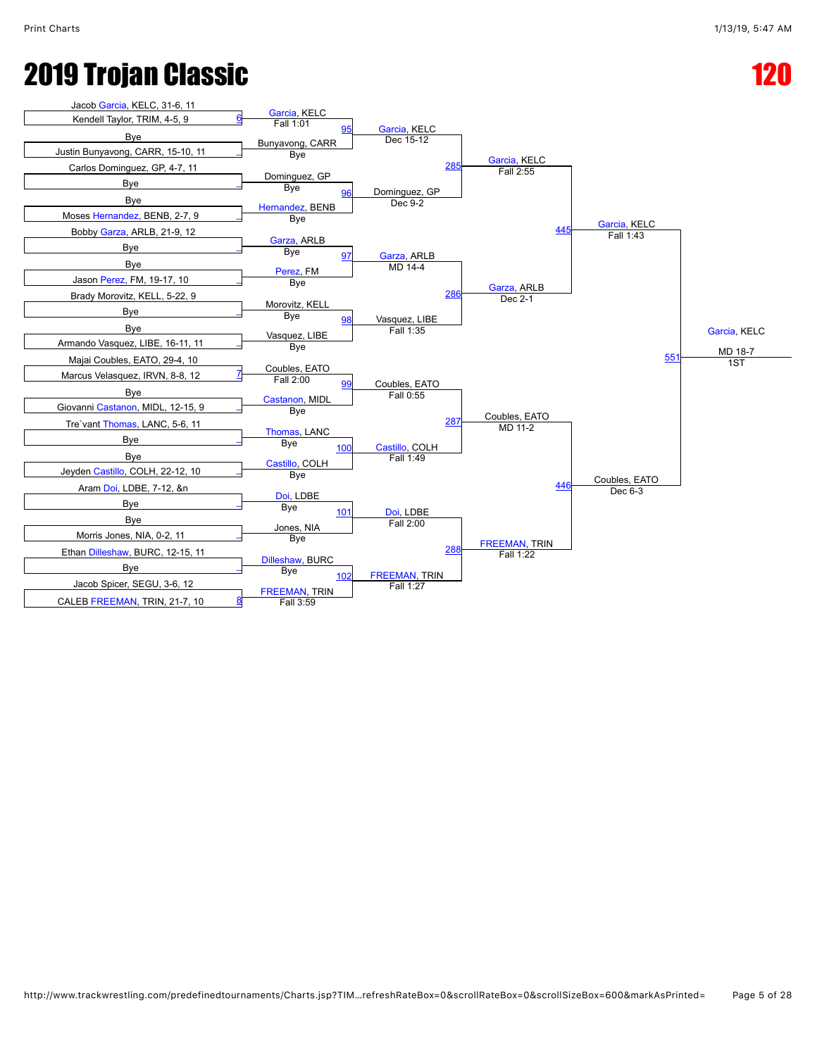# 2019 Trojan Classic

# 120

**First Round**

| Wrestler 1 | Wrestler 2 | Bout | Winner | Result |
|---|---|---|---|---|
| Jacob Garcia, KELC, 31-6, 11 | Kendell Taylor, TRIM, 4-5, 9 | 6 | Garcia, KELC | Fall 1:01 |
| Bye | Justin Bunyavong, CARR, 15-10, 11 | _ | Bunyavong, CARR | Bye |
| Carlos Dominguez, GP, 4-7, 11 | Bye | _ | Dominguez, GP | Bye |
| Bye | Moses Hernandez, BENB, 2-7, 9 | _ | Hernandez, BENB | Bye |
| Bobby Garza, ARLB, 21-9, 12 | Bye | _ | Garza, ARLB | Bye |
| Bye | Jason Perez, FM, 19-17, 10 | _ | Perez, FM | Bye |
| Brady Morovitz, KELL, 5-22, 9 | Bye | _ | Morovitz, KELL | Bye |
| Bye | Armando Vasquez, LIBE, 16-11, 11 | _ | Vasquez, LIBE | Bye |
| Majai Coubles, EATO, 29-4, 10 | Marcus Velasquez, IRVN, 8-8, 12 | 7 | Coubles, EATO | Fall 2:00 |
| Bye | Giovanni Castanon, MIDL, 12-15, 9 | _ | Castanon, MIDL | Bye |
| Tre`vant Thomas, LANC, 5-6, 11 | Bye | _ | Thomas, LANC | Bye |
| Bye | Jeyden Castillo, COLH, 22-12, 10 | _ | Castillo, COLH | Bye |
| Aram Doi, LDBE, 7-12, &n | Bye | _ | Doi, LDBE | Bye |
| Bye | Morris Jones, NIA, 0-2, 11 | _ | Jones, NIA | Bye |
| Ethan Dilleshaw, BURC, 12-15, 11 | Bye | _ | Dilleshaw, BURC | Bye |
| Jacob Spicer, SEGU, 3-6, 12 | CALEB FREEMAN, TRIN, 21-7, 10 | 8 | FREEMAN, TRIN | Fall 3:59 |

**Second Round**

| Bout | Winner | Result |
|---|---|---|
| 95 | Garcia, KELC | Dec 15-12 |
| 96 | Dominguez, GP | Dec 9-2 |
| 97 | Garza, ARLB | MD 14-4 |
| 98 | Vasquez, LIBE | Fall 1:35 |
| 99 | Coubles, EATO | Fall 0:55 |
| 100 | Castillo, COLH | Fall 1:49 |
| 101 | Doi, LDBE | Fall 2:00 |
| 102 | FREEMAN, TRIN | Fall 1:27 |

**Quarterfinals**

| Bout | Winner | Result |
|---|---|---|
| 285 | Garcia, KELC | Fall 2:55 |
| 286 | Garza, ARLB | Dec 2-1 |
| 287 | Coubles, EATO | MD 11-2 |
| 288 | FREEMAN, TRIN | Fall 1:22 |

**Semifinals**

| Bout | Winner | Result |
|---|---|---|
| 445 | Garcia, KELC | Fall 1:43 |
| 446 | Coubles, EATO | Dec 6-3 |

**Final**

| Bout | Winner | Result | Place |
|---|---|---|---|
| 551 | Garcia, KELC | MD 18-7 | 1ST |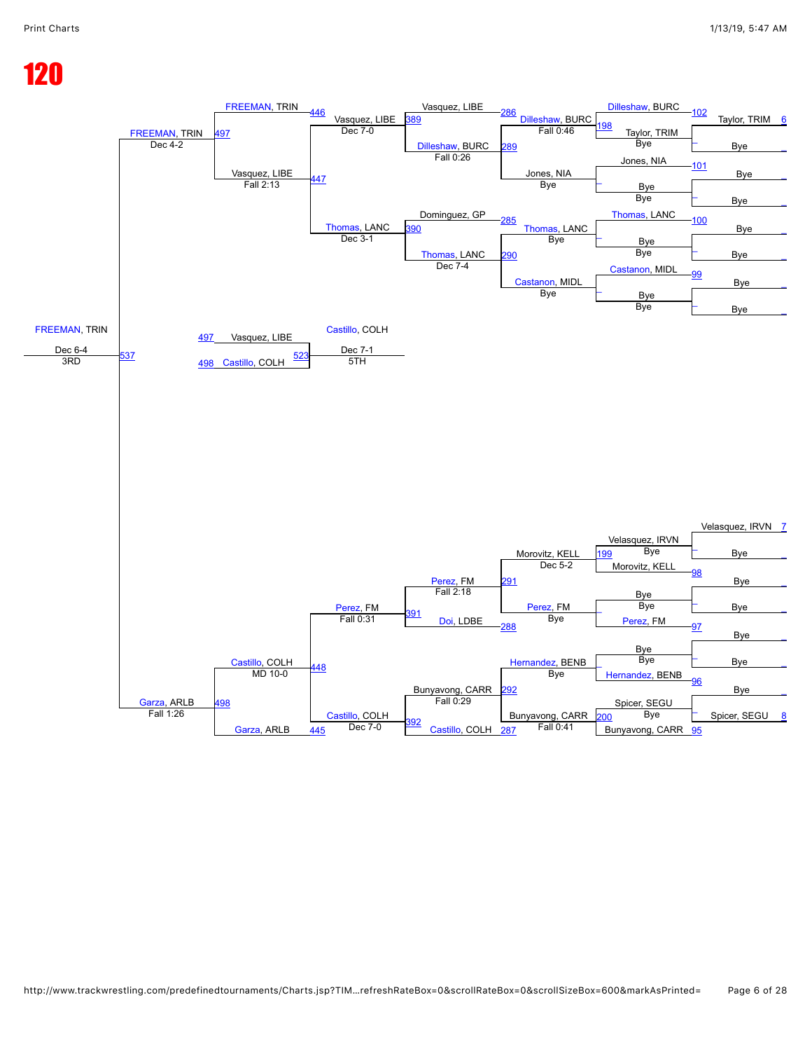# 120

**Round 1 (top half)**

- Taylor, TRIM (6)
- Bye
- Bye
- Bye
- Bye
- Bye
- Bye
- Bye

**Round 1 (bottom half)**

- Velasquez, IRVN (7)
- Bye
- Bye
- Bye
- Bye
- Bye
- Bye
- Spicer, SEGU (8)

**Next round (top half)**

| Match | Wrestler | Result |
| --- | --- | --- |
| 102 | Dilleshaw, BURC | |
| 198 | Taylor, TRIM | Bye |
| 101 | Jones, NIA | |
| – | Bye | Bye |
| 100 | Thomas, LANC | |
| – | Bye | Bye |
| 99 | Castanon, MIDL | |
| – | Bye | Bye |

**Next round (bottom half)**

| Match | Wrestler | Result |
| --- | --- | --- |
| 199 | Velasquez, IRVN | Bye |
| 98 | Morovitz, KELL | |
| – | Bye | Bye |
| 97 | Perez, FM | |
| – | Bye | Bye |
| 96 | Hernandez, BENB | |
| 200 | Spicer, SEGU | Bye |
| 95 | Bunyavong, CARR | |

**Next round**

| Match | Wrestler | Result |
| --- | --- | --- |
| 198 | Dilleshaw, BURC | Fall 0:46 |
| – | Jones, NIA | Bye |
| – | Thomas, LANC | Bye |
| – | Castanon, MIDL | Bye |
| 199 | Morovitz, KELL | Dec 5-2 |
| – | Perez, FM | Bye |
| – | Hernandez, BENB | Bye |
| 200 | Bunyavong, CARR | Fall 0:41 |

**Next round**

| Match | Wrestler | Result |
| --- | --- | --- |
| 286 | Vasquez, LIBE | |
| 289 | Dilleshaw, BURC | Fall 0:26 |
| 285 | Dominguez, GP | |
| 290 | Thomas, LANC | Dec 7-4 |
| 291 | Perez, FM | Fall 2:18 |
| 288 | Doi, LDBE | |
| 292 | Bunyavong, CARR | Fall 0:29 |
| 287 | Castillo, COLH | |

**Next round**

| Match | Wrestler | Result |
| --- | --- | --- |
| 389 | Vasquez, LIBE | Dec 7-0 |
| 390 | Thomas, LANC | Dec 3-1 |
| 391 | Perez, FM | Fall 0:31 |
| 392 | Castillo, COLH | Dec 7-0 |

**Next round**

| Match | Wrestler | Result |
| --- | --- | --- |
| 446 | FREEMAN, TRIN | |
| 447 | Vasquez, LIBE | Fall 2:13 |
| 448 | Castillo, COLH | MD 10-0 |
| 445 | Garza, ARLB | |

**Next round**

| Match | Wrestler | Result |
| --- | --- | --- |
| 497 | FREEMAN, TRIN | Dec 4-2 |
| 498 | Garza, ARLB | Fall 1:26 |

**3rd Place**

| Match | Wrestler | Result |
| --- | --- | --- |
| 537 | FREEMAN, TRIN | Dec 6-4 |

3RD

**5th Place**

| Match | Wrestler | Result |
| --- | --- | --- |
| 497 | Vasquez, LIBE | |
| 498 | Castillo, COLH | |
| 523 | Castillo, COLH | Dec 7-1 |

5TH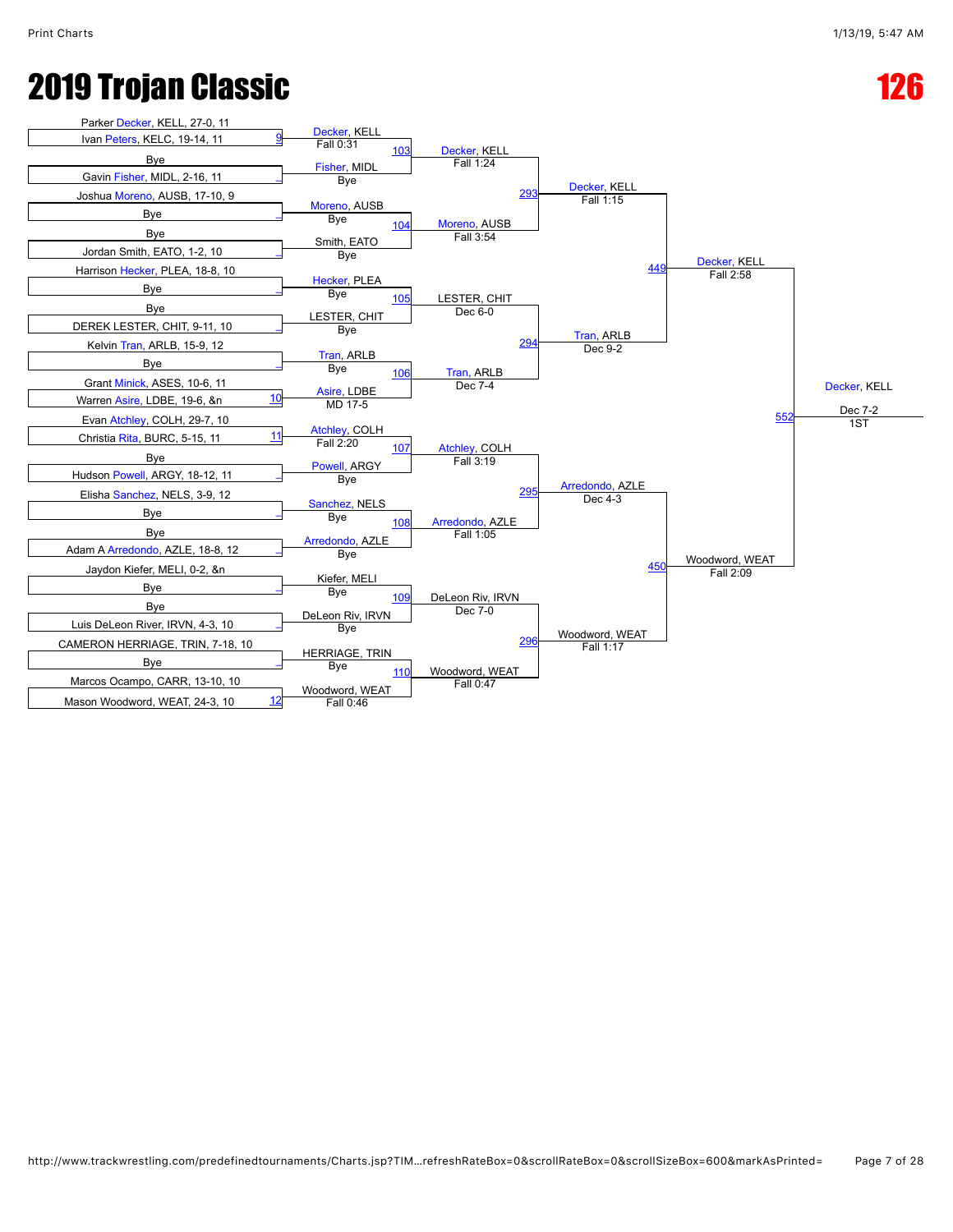# 2019 Trojan Classic

# 126

## First Round

| Wrestler | Bout | Winner | Result |
|---|---|---|---|
| Parker Decker, KELL, 27-0, 11 vs Ivan Peters, KELC, 19-14, 11 | 9 | Decker, KELL | Fall 0:31 |
| Bye vs Gavin Fisher, MIDL, 2-16, 11 | _ | Fisher, MIDL | Bye |
| Joshua Moreno, AUSB, 17-10, 9 vs Bye | _ | Moreno, AUSB | Bye |
| Bye vs Jordan Smith, EATO, 1-2, 10 | _ | Smith, EATO | Bye |
| Harrison Hecker, PLEA, 18-8, 10 vs Bye | _ | Hecker, PLEA | Bye |
| Bye vs DEREK LESTER, CHIT, 9-11, 10 | _ | LESTER, CHIT | Bye |
| Kelvin Tran, ARLB, 15-9, 12 vs Bye | _ | Tran, ARLB | Bye |
| Grant Minick, ASES, 10-6, 11 vs Warren Asire, LDBE, 19-6, &n | 10 | Asire, LDBE | MD 17-5 |
| Evan Atchley, COLH, 29-7, 10 vs Christia Rita, BURC, 5-15, 11 | 11 | Atchley, COLH | Fall 2:20 |
| Bye vs Hudson Powell, ARGY, 18-12, 11 | _ | Powell, ARGY | Bye |
| Elisha Sanchez, NELS, 3-9, 12 vs Bye | _ | Sanchez, NELS | Bye |
| Bye vs Adam A Arredondo, AZLE, 18-8, 12 | _ | Arredondo, AZLE | Bye |
| Jaydon Kiefer, MELI, 0-2, &n vs Bye | _ | Kiefer, MELI | Bye |
| Bye vs Luis DeLeon River, IRVN, 4-3, 10 | _ | DeLeon Riv, IRVN | Bye |
| CAMERON HERRIAGE, TRIN, 7-18, 10 vs Bye | _ | HERRIAGE, TRIN | Bye |
| Marcos Ocampo, CARR, 13-10, 10 vs Mason Woodword, WEAT, 24-3, 10 | 12 | Woodword, WEAT | Fall 0:46 |

## Second Round

| Bout | Winner | Result |
|---|---|---|
| 103 | Decker, KELL | Fall 1:24 |
| 104 | Moreno, AUSB | Fall 3:54 |
| 105 | LESTER, CHIT | Dec 6-0 |
| 106 | Tran, ARLB | Dec 7-4 |
| 107 | Atchley, COLH | Fall 3:19 |
| 108 | Arredondo, AZLE | Fall 1:05 |
| 109 | DeLeon Riv, IRVN | Dec 7-0 |
| 110 | Woodword, WEAT | Fall 0:47 |

## Quarterfinals

| Bout | Winner | Result |
|---|---|---|
| 293 | Decker, KELL | Fall 1:15 |
| 294 | Tran, ARLB | Dec 9-2 |
| 295 | Arredondo, AZLE | Dec 4-3 |
| 296 | Woodword, WEAT | Fall 1:17 |

## Semifinals

| Bout | Winner | Result |
|---|---|---|
| 449 | Decker, KELL | Fall 2:58 |
| 450 | Woodword, WEAT | Fall 2:09 |

## Final

| Bout | Winner | Result | Place |
|---|---|---|---|
| 552 | Decker, KELL | Dec 7-2 | 1ST |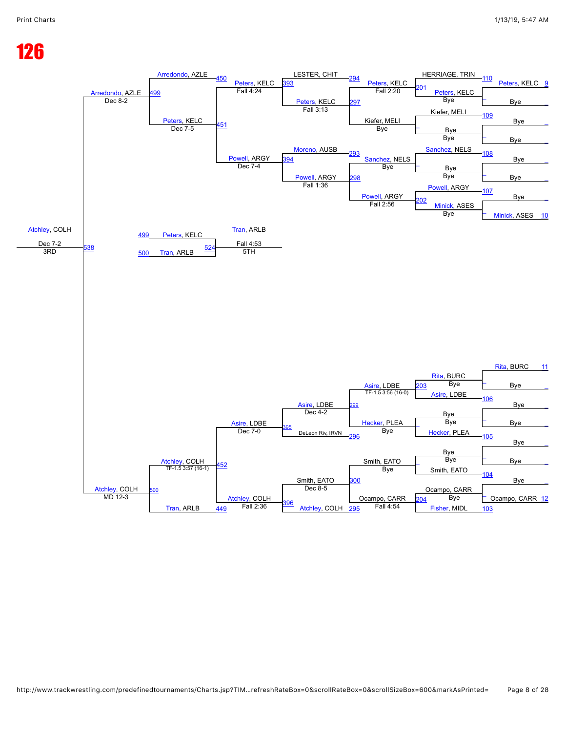# 126

## Championship Bracket (Top Half)

**First Round**

- Match 110: HERRIAGE, TRIN vs Peters, KELC — Peters, KELC wins (9)
- Match 109: Kiefer, MELI vs Bye
- Match 108: Sanchez, NELS vs Bye
- Match 107: Powell, ARGY vs Minick, ASES (10)

**Second Round**

- Match 201: HERRIAGE, TRIN vs Peters, KELC — Peters, KELC, Bye
- Match 202: Powell, ARGY vs Minick, ASES — Minick, ASES, Bye

**Third Round**

- Match 294: LESTER, CHIT vs Peters, KELC — Peters, KELC, Fall 2:20
- Match 297: Kiefer, MELI — Bye
- Match 293: Moreno, AUSB vs Sanchez, NELS — Sanchez, NELS, Bye
- Match 298: Powell, ARGY — Fall 2:56

**Quarterfinals**

- Match 393: LESTER, CHIT vs Peters, KELC — Peters, KELC, Fall 3:13
- Match 394: Moreno, AUSB vs Powell, ARGY — Powell, ARGY, Fall 1:36

**Semifinal**

- Match 450: Arredondo, AZLE vs Peters, KELC — Peters, KELC, Fall 4:24
- Match 451: Peters, KELC vs Powell, ARGY — Powell, ARGY, Dec 7-4; Peters, KELC, Dec 7-5

**Final (top)**

- Match 499: Arredondo, AZLE vs Peters, KELC — Arredondo, AZLE, Dec 8-2

## 5th Place

- Match 524: Peters, KELC (499) vs Tran, ARLB (500) — Tran, ARLB, Fall 4:53 — 5TH

## 3rd Place

- Match 538: Arredondo, AZLE vs Atchley, COLH — Atchley, COLH, Dec 7-2 — 3RD

## Championship Bracket (Bottom Half)

**First Round**

- Match 11: Rita, BURC — Bye
- Match 106: Asire, LDBE vs Bye
- Match 105: Hecker, PLEA vs Bye
- Match 104: Smith, EATO vs Bye
- Match 103: Ocampo, CARR vs Fisher, MIDL (12)

**Second Round**

- Match 203: Rita, BURC vs Asire, LDBE — Bye
- Match 204: Ocampo, CARR vs Fisher, MIDL — Bye

**Third Round**

- Match 299: Asire, LDBE vs Hecker, PLEA — Asire, LDBE, TF-1.5 3:56 (16-0); Hecker, PLEA, Bye
- Match 296: DeLeon Riv, IRVN
- Match 300: Smith, EATO vs Ocampo, CARR — Smith, EATO, Bye; Ocampo, CARR, Fall 4:54
- Match 295: Atchley, COLH

**Quarterfinals**

- Match 395: Asire, LDBE vs DeLeon Riv, IRVN — Asire, LDBE, Dec 4-2
- Match 396: Smith, EATO vs Atchley, COLH — Smith, EATO, Dec 8-5

**Semifinal**

- Match 452: Asire, LDBE vs Atchley, COLH — Asire, LDBE, Dec 7-0; Atchley, COLH, Fall 2:36
- Match 449: Tran, ARLB

**Final (bottom)**

- Match 500: Atchley, COLH vs Tran, ARLB — Atchley, COLH, TF-1.5 3:57 (16-1); Atchley, COLH, MD 12-3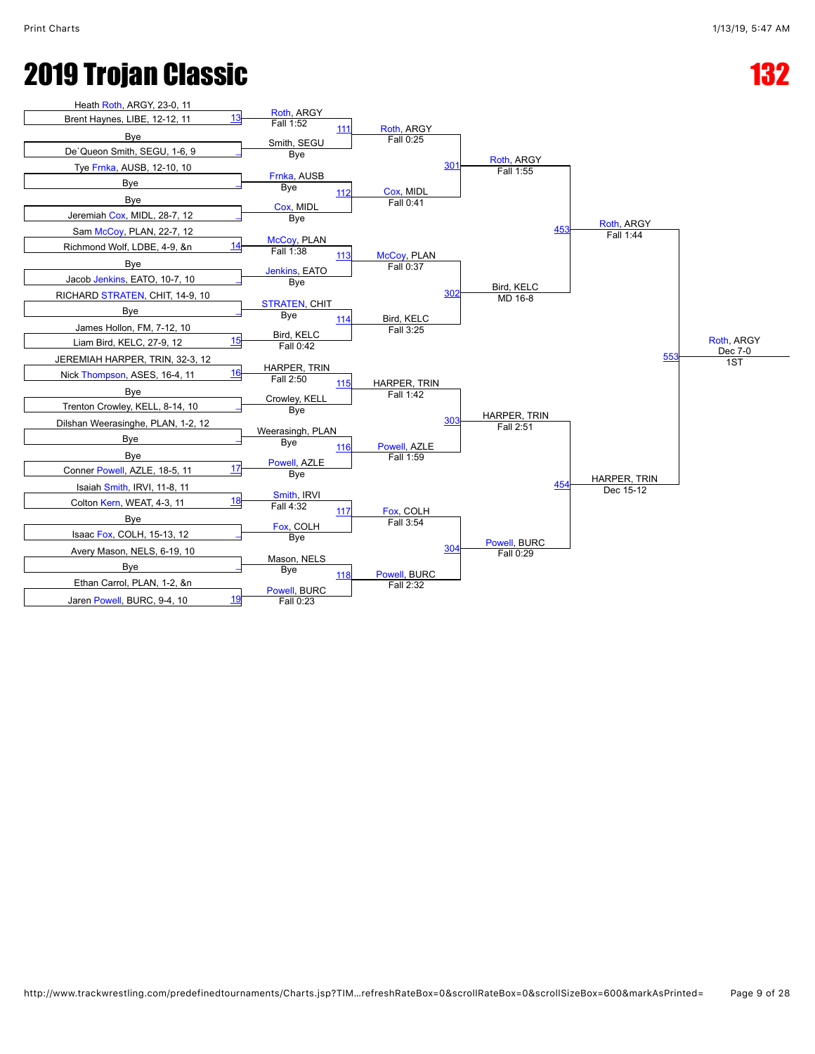# 2019 Trojan Classic

# 132

## Round 1 (Matches 13–19)

| Wrestler 1 | Wrestler 2 | Match |
|---|---|---|
| Heath Roth, ARGY, 23-0, 11 | Brent Haynes, LIBE, 12-12, 11 | 13 |
| Bye | De`Queon Smith, SEGU, 1-6, 9 | _ |
| Tye Frnka, AUSB, 12-10, 10 | Bye | _ |
| Bye | Jeremiah Cox, MIDL, 28-7, 12 | _ |
| Sam McCoy, PLAN, 22-7, 12 | Richmond Wolf, LDBE, 4-9, &n | 14 |
| Bye | Jacob Jenkins, EATO, 10-7, 10 | _ |
| RICHARD STRATEN, CHIT, 14-9, 10 | Bye | _ |
| James Hollon, FM, 7-12, 10 | Liam Bird, KELC, 27-9, 12 | 15 |
| JEREMIAH HARPER, TRIN, 32-3, 12 | Nick Thompson, ASES, 16-4, 11 | 16 |
| Bye | Trenton Crowley, KELL, 8-14, 10 | _ |
| Dilshan Weerasinghe, PLAN, 1-2, 12 | Bye | _ |
| Bye | Conner Powell, AZLE, 18-5, 11 | 17 |
| Isaiah Smith, IRVI, 11-8, 11 | Colton Kern, WEAT, 4-3, 11 | 18 |
| Bye | Isaac Fox, COLH, 15-13, 12 | _ |
| Avery Mason, NELS, 6-19, 10 | Bye | _ |
| Ethan Carrol, PLAN, 1-2, &n | Jaren Powell, BURC, 9-4, 10 | 19 |

## Round 2 (Matches 111–118)

| Wrestler 1 | Wrestler 2 | Match | Winner |
|---|---|---|---|
| Roth, ARGY (Fall 1:52) | Smith, SEGU (Bye) | 111 | Roth, ARGY — Fall 0:25 |
| Frnka, AUSB (Bye) | Cox, MIDL (Bye) | 112 | Cox, MIDL — Fall 0:41 |
| McCoy, PLAN (Fall 1:38) | Jenkins, EATO (Bye) | 113 | McCoy, PLAN — Fall 0:37 |
| STRATEN, CHIT (Bye) | Bird, KELC (Fall 0:42) | 114 | Bird, KELC — Fall 3:25 |
| HARPER, TRIN (Fall 2:50) | Crowley, KELL (Bye) | 115 | HARPER, TRIN — Fall 1:42 |
| Weerasingh, PLAN (Bye) | Powell, AZLE (Bye) | 116 | Powell, AZLE — Fall 1:59 |
| Smith, IRVI (Fall 4:32) | Fox, COLH (Bye) | 117 | Fox, COLH — Fall 3:54 |
| Mason, NELS (Bye) | Powell, BURC (Fall 0:23) | 118 | Powell, BURC — Fall 2:32 |

## Quarterfinals (Matches 301–304)

| Wrestler 1 | Wrestler 2 | Match | Winner |
|---|---|---|---|
| Roth, ARGY | Cox, MIDL | 301 | Roth, ARGY — Fall 1:55 |
| McCoy, PLAN | Bird, KELC | 302 | Bird, KELC — MD 16-8 |
| HARPER, TRIN | Powell, AZLE | 303 | HARPER, TRIN — Fall 2:51 |
| Fox, COLH | Powell, BURC | 304 | Powell, BURC — Fall 0:29 |

## Semifinals (Matches 453–454)

| Wrestler 1 | Wrestler 2 | Match | Winner |
|---|---|---|---|
| Roth, ARGY | Bird, KELC | 453 | Roth, ARGY — Fall 1:44 |
| HARPER, TRIN | Powell, BURC | 454 | HARPER, TRIN — Dec 15-12 |

## Final (Match 553)

| Wrestler 1 | Wrestler 2 | Match | Winner |
|---|---|---|---|
| Roth, ARGY | HARPER, TRIN | 553 | Roth, ARGY — Dec 7-0 — 1ST |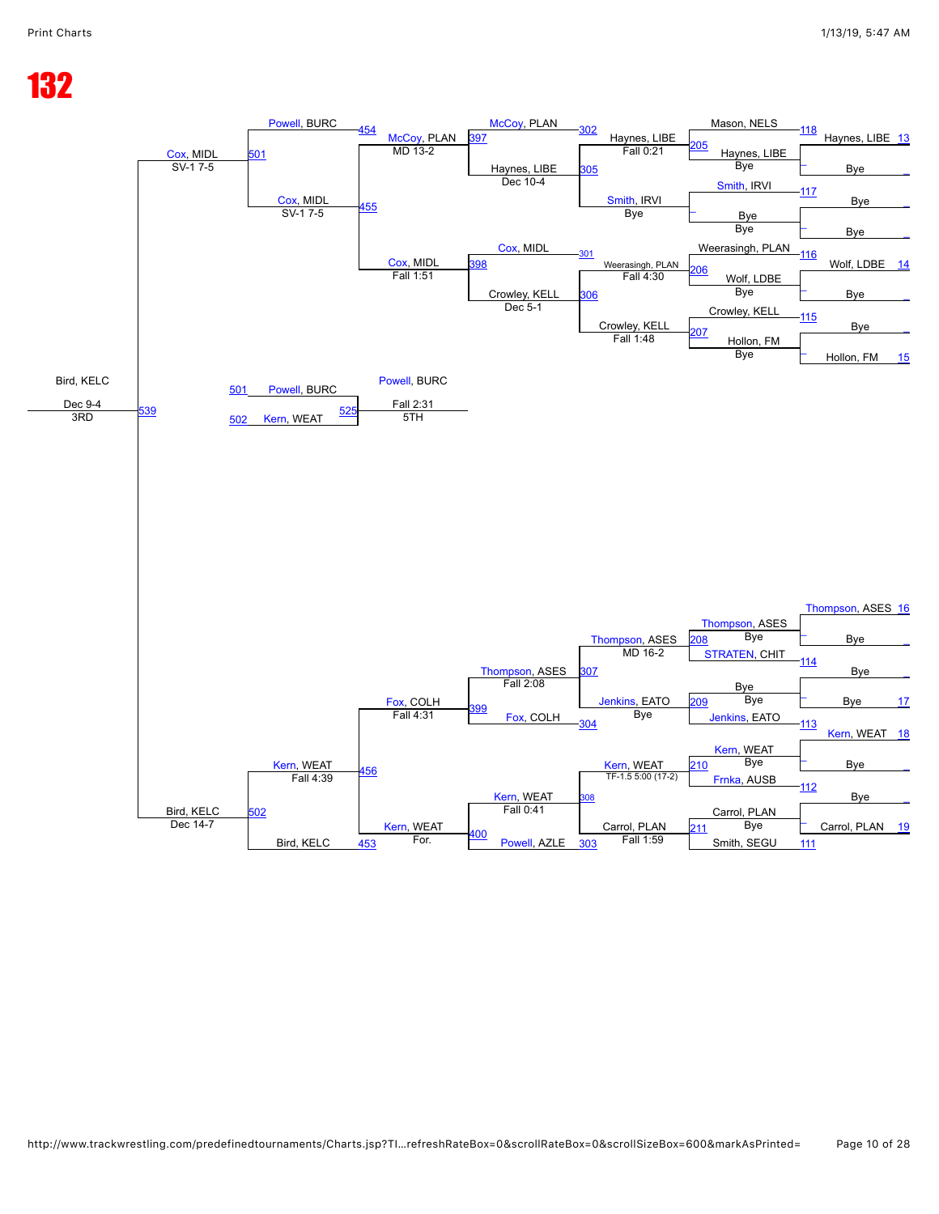# 132

## Top Half

**First Round**

- Mason, NELS vs Haynes, LIBE (Bye) — 118 → Haynes, LIBE 13 / Bye
- Smith, IRVI vs Bye (Bye) — 117 → Bye / Bye
- Weerasingh, PLAN vs Wolf, LDBE (Bye) — 116 → Wolf, LDBE 14 / Bye
- Crowley, KELL vs Hollon, FM (Bye) — 115 → Bye / Hollon, FM 15

**Second Round**

- 205: Haynes, LIBE — Fall 0:21
- Smith, IRVI — Bye
- 206: Weerasingh, PLAN — Fall 4:30
- 207: Crowley, KELL — Fall 1:48

**Quarterfinals**

- 302: McCoy, PLAN
- 305: Haynes, LIBE — Dec 10-4
- 301: Cox, MIDL
- 306: Crowley, KELL — Dec 5-1

**Semifinals**

- 397: McCoy, PLAN — MD 13-2
- 398: Cox, MIDL — Fall 1:51

**Consolation Semis**

- 454: Powell, BURC
- 455: Cox, MIDL — SV-1 7-5

**Consolation Finals**

- 501: Cox, MIDL — SV-1 7-5

**5th Place**

- 501: Powell, BURC
- 502: Kern, WEAT
- 525: Powell, BURC — Fall 2:31 — 5TH

**3rd Place**

- 539: Bird, KELC — Dec 9-4 — 3RD

## Bottom Half

**First Round**

- Thompson, ASES 16 / Bye
- 114: STRATEN, CHIT / Bye
- Bye 17 / Bye
- 113: Jenkins, EATO
- Kern, WEAT 18 / Bye
- 112: Frnka, AUSB / Bye
- Carrol, PLAN 19 / Bye
- 111: Smith, SEGU

**Second Round**

- 208: Thompson, ASES — Bye
- 209: Bye — Bye
- 210: Kern, WEAT — Bye
- 211: Carrol, PLAN — Bye

**Quarterfinals**

- Thompson, ASES — MD 16-2
- Jenkins, EATO — Bye
- Kern, WEAT — TF-1.5 5:00 (17-2)
- Carrol, PLAN — Fall 1:59

**Semifinals**

- 307: Thompson, ASES — Fall 2:08
- 304: Fox, COLH
- 308: Kern, WEAT — Fall 0:41
- 303: Powell, AZLE

**Consolation**

- 399: Fox, COLH — Fall 4:31
- 400: Kern, WEAT — For.
- 456: Kern, WEAT — Fall 4:39
- 453: Bird, KELC
- 502: Bird, KELC — Dec 14-7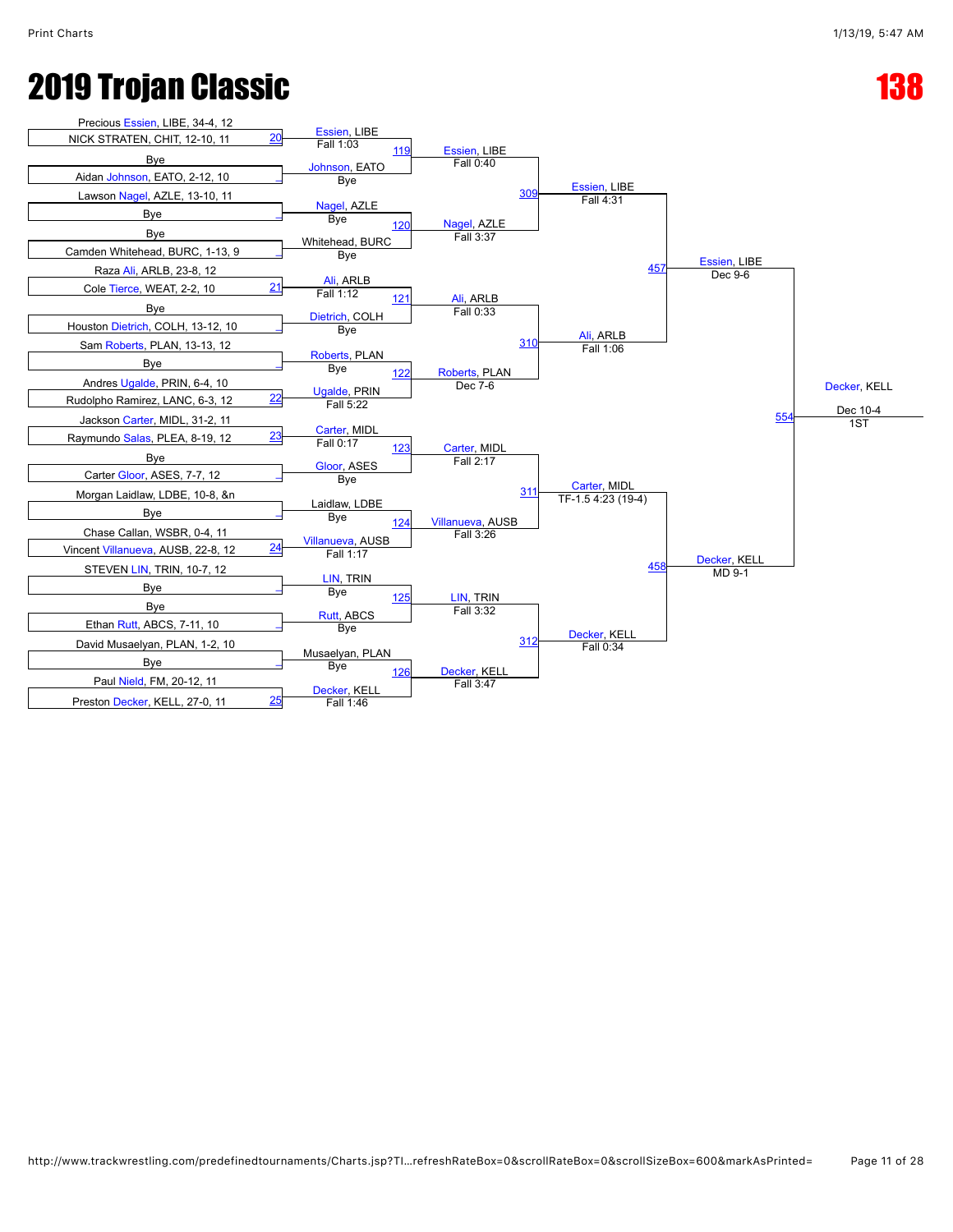# 2019 Trojan Classic

## 138

### First Round

| Match | Wrestler 1 | Wrestler 2 | Winner | Result |
|---|---|---|---|---|
| 20 | Precious Essien, LIBE, 34-4, 12 | NICK STRATEN, CHIT, 12-10, 11 | Essien, LIBE | Fall 1:03 |
| _ | Bye | Aidan Johnson, EATO, 2-12, 10 | Johnson, EATO | Bye |
| _ | Lawson Nagel, AZLE, 13-10, 11 | Bye | Nagel, AZLE | Bye |
| _ | Bye | Camden Whitehead, BURC, 1-13, 9 | Whitehead, BURC | Bye |
| 21 | Raza Ali, ARLB, 23-8, 12 | Cole Tierce, WEAT, 2-2, 10 | Ali, ARLB | Fall 1:12 |
| _ | Bye | Houston Dietrich, COLH, 13-12, 10 | Dietrich, COLH | Bye |
| _ | Sam Roberts, PLAN, 13-13, 12 | Bye | Roberts, PLAN | Bye |
| 22 | Andres Ugalde, PRIN, 6-4, 10 | Rudolpho Ramirez, LANC, 6-3, 12 | Ugalde, PRIN | Fall 5:22 |
| 23 | Jackson Carter, MIDL, 31-2, 11 | Raymundo Salas, PLEA, 8-19, 12 | Carter, MIDL | Fall 0:17 |
| _ | Bye | Carter Gloor, ASES, 7-7, 12 | Gloor, ASES | Bye |
| _ | Morgan Laidlaw, LDBE, 10-8, &n | Bye | Laidlaw, LDBE | Bye |
| 24 | Chase Callan, WSBR, 0-4, 11 | Vincent Villanueva, AUSB, 22-8, 12 | Villanueva, AUSB | Fall 1:17 |
| _ | STEVEN LIN, TRIN, 10-7, 12 | Bye | LIN, TRIN | Bye |
| _ | Bye | Ethan Rutt, ABCS, 7-11, 10 | Rutt, ABCS | Bye |
| _ | David Musaelyan, PLAN, 1-2, 10 | Bye | Musaelyan, PLAN | Bye |
| 25 | Paul Nield, FM, 20-12, 11 | Preston Decker, KELL, 27-0, 11 | Decker, KELL | Fall 1:46 |

### Second Round

| Match | Winner | Result |
|---|---|---|
| 119 | Essien, LIBE | Fall 0:40 |
| 120 | Nagel, AZLE | Fall 3:37 |
| 121 | Ali, ARLB | Fall 0:33 |
| 122 | Roberts, PLAN | Dec 7-6 |
| 123 | Carter, MIDL | Fall 2:17 |
| 124 | Villanueva, AUSB | Fall 3:26 |
| 125 | LIN, TRIN | Fall 3:32 |
| 126 | Decker, KELL | Fall 3:47 |

### Quarterfinals

| Match | Winner | Result |
|---|---|---|
| 309 | Essien, LIBE | Fall 4:31 |
| 310 | Ali, ARLB | Fall 1:06 |
| 311 | Carter, MIDL | TF-1.5 4:23 (19-4) |
| 312 | Decker, KELL | Fall 0:34 |

### Semifinals

| Match | Winner | Result |
|---|---|---|
| 457 | Essien, LIBE | Dec 9-6 |
| 458 | Decker, KELL | MD 9-1 |

### Final

| Match | Winner | Result | Place |
|---|---|---|---|
| 554 | Decker, KELL | Dec 10-4 | 1ST |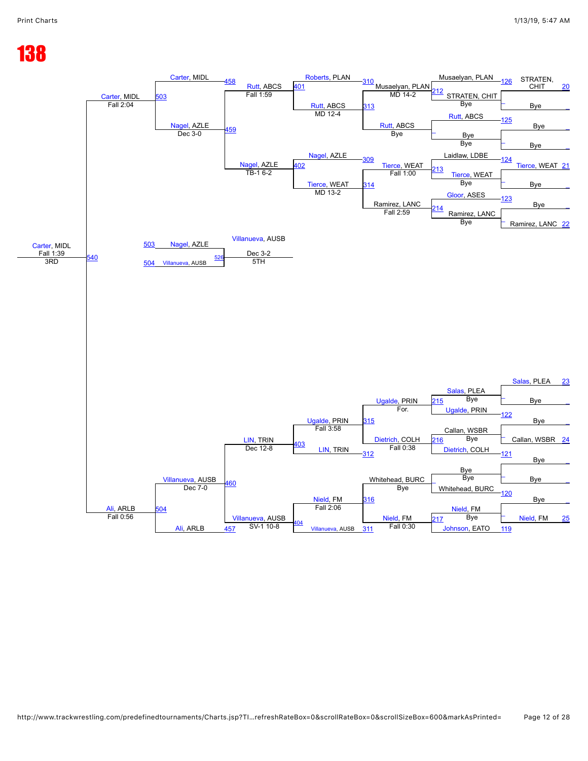# 138

## Consolation Bracket

### Top Half

**Round 20/21/22 (first consolation round):**

- 126: Musaelyan, PLAN vs STRATEN, CHIT (Bye) → STRATEN, CHIT (20) vs Bye
- 125: Rutt, ABCS vs Bye (Bye) → Bye vs Bye
- 124: Laidlaw, LDBE vs Tierce, WEAT (Bye) → Tierce, WEAT (21) vs Bye
- 123: Gloor, ASES vs Ramirez, LANC (Bye) → Bye vs Ramirez, LANC (22)

**212:** Musaelyan, PLAN over STRATEN, CHIT — MD 14-2

**213:** Tierce, WEAT over Laidlaw, LDBE — Fall 1:00

**Rutt, ABCS** — Bye

**214:** Ramirez, LANC over Gloor, ASES — Fall 2:59

**310:** Roberts, PLAN vs Musaelyan, PLAN

**313:** Rutt, ABCS — MD 12-4 (vs Rutt, ABCS bye path)

**309:** Nagel, AZLE vs Tierce, WEAT

**314:** Tierce, WEAT — MD 13-2

**401:** Rutt, ABCS over Roberts, PLAN — Fall 1:59

**402:** Nagel, AZLE over Tierce, WEAT — TB-1 6-2

**458:** Carter, MIDL vs Rutt, ABCS

**459:** Nagel, AZLE — Dec 3-0

**503:** Carter, MIDL over Nagel, AZLE — Fall 2:04

### Bottom Half

- 23: Salas, PLEA vs Bye
- 122: Ugalde, PRIN vs Bye
- 24: Callan, WSBR vs Bye
- 121: Dietrich, COLH vs Bye
- Bye vs Bye
- 120: Whitehead, BURC vs Bye
- 25: Nield, FM vs Bye
- 119: Johnson, EATO

**215:** Ugalde, PRIN over Salas, PLEA — For.

**216:** Dietrich, COLH over Callan, WSBR — Fall 0:38

**Whitehead, BURC** — Bye

**217:** Nield, FM over Johnson, EATO — Fall 0:30

**315:** Ugalde, PRIN — Fall 3:58

**312:** LIN, TRIN

**316:** Nield, FM — Fall 2:06

**311:** Villanueva, AUSB

**403:** LIN, TRIN — Dec 12-8

**404:** Villanueva, AUSB — SV-1 10-8

**460:** Villanueva, AUSB — Dec 7-0

**457:** Ali, ARLB

**504:** Ali, ARLB — Fall 0:56

## Placement Matches

**540 (3RD):** Carter, MIDL over Ali, ARLB — Fall 1:39 — 3RD

**526 (5TH):** 503 Nagel, AZLE vs 504 Villanueva, AUSB → Villanueva, AUSB — Dec 3-2 — 5TH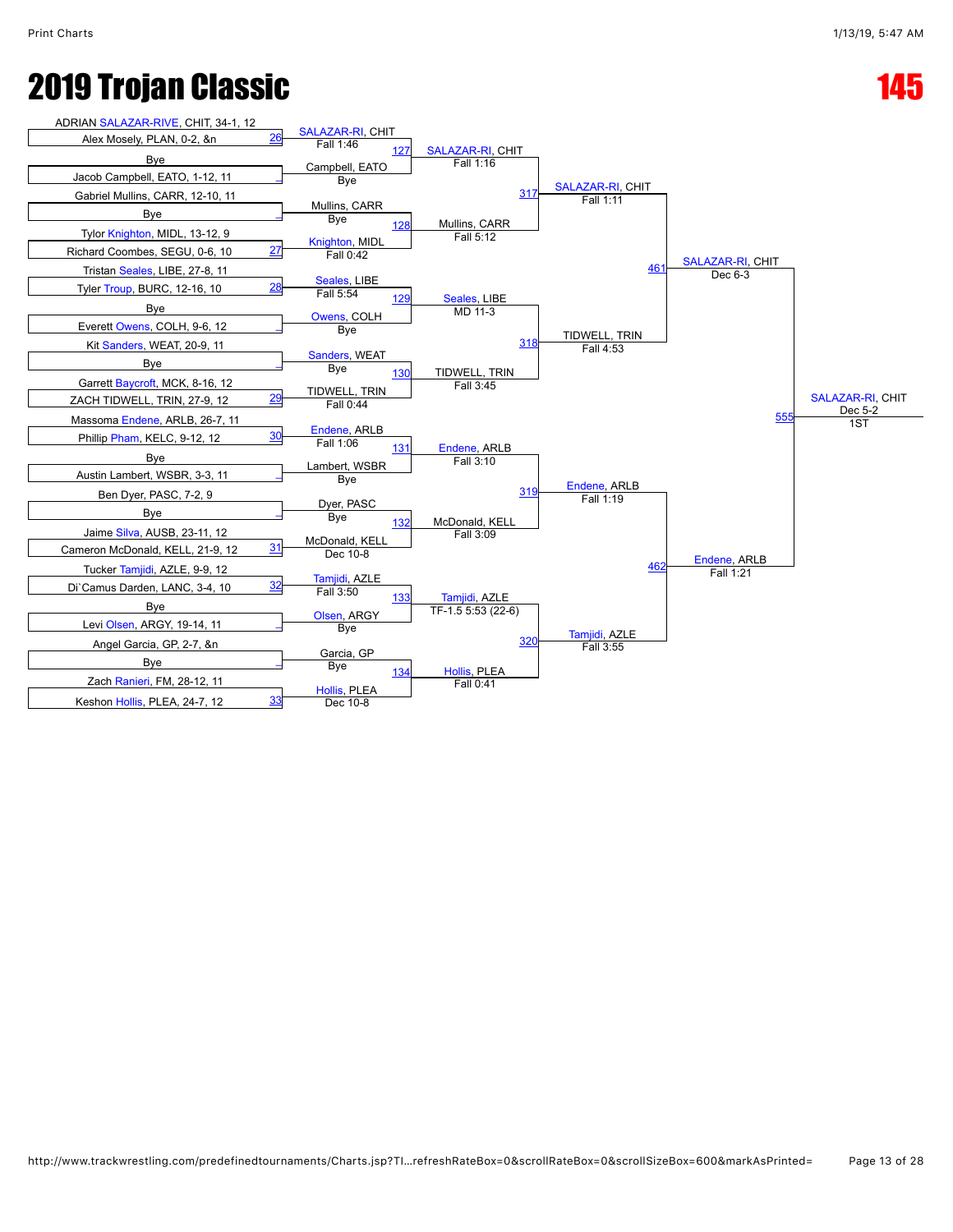# 2019 Trojan Classic

# 145

## Round 1 (Entries)

| Bout | Wrestler 1 | Wrestler 2 | Winner | Result |
|---|---|---|---|---|
| 26 | ADRIAN SALAZAR-RIVE, CHIT, 34-1, 12 | Alex Mosely, PLAN, 0-2, &n | SALAZAR-RI, CHIT | Fall 1:46 |
| _ | Bye | Jacob Campbell, EATO, 1-12, 11 | Campbell, EATO | Bye |
| _ | Gabriel Mullins, CARR, 12-10, 11 | Bye | Mullins, CARR | Bye |
| 27 | Tylor Knighton, MIDL, 13-12, 9 | Richard Coombes, SEGU, 0-6, 10 | Knighton, MIDL | Fall 0:42 |
| 28 | Tristan Seales, LIBE, 27-8, 11 | Tyler Troup, BURC, 12-16, 10 | Seales, LIBE | Fall 5:54 |
| _ | Bye | Everett Owens, COLH, 9-6, 12 | Owens, COLH | Bye |
| _ | Kit Sanders, WEAT, 20-9, 11 | Bye | Sanders, WEAT | Bye |
| 29 | Garrett Baycroft, MCK, 8-16, 12 | ZACH TIDWELL, TRIN, 27-9, 12 | TIDWELL, TRIN | Fall 0:44 |
| 30 | Massoma Endene, ARLB, 26-7, 11 | Phillip Pham, KELC, 9-12, 12 | Endene, ARLB | Fall 1:06 |
| _ | Bye | Austin Lambert, WSBR, 3-3, 11 | Lambert, WSBR | Bye |
| _ | Ben Dyer, PASC, 7-2, 9 | Bye | Dyer, PASC | Bye |
| 31 | Jaime Silva, AUSB, 23-11, 12 | Cameron McDonald, KELL, 21-9, 12 | McDonald, KELL | Dec 10-8 |
| 32 | Tucker Tamjidi, AZLE, 9-9, 12 | Di`Camus Darden, LANC, 3-4, 10 | Tamjidi, AZLE | Fall 3:50 |
| _ | Bye | Levi Olsen, ARGY, 19-14, 11 | Olsen, ARGY | Bye |
| _ | Angel Garcia, GP, 2-7, &n | Bye | Garcia, GP | Bye |
| 33 | Zach Ranieri, FM, 28-12, 11 | Keshon Hollis, PLEA, 24-7, 12 | Hollis, PLEA | Dec 10-8 |

## Round 2

| Bout | Winner | Result |
|---|---|---|
| 127 | SALAZAR-RI, CHIT | Fall 1:16 |
| 128 | Mullins, CARR | Fall 5:12 |
| 129 | Seales, LIBE | MD 11-3 |
| 130 | TIDWELL, TRIN | Fall 3:45 |
| 131 | Endene, ARLB | Fall 3:10 |
| 132 | McDonald, KELL | Fall 3:09 |
| 133 | Tamjidi, AZLE | TF-1.5 5:53 (22-6) |
| 134 | Hollis, PLEA | Fall 0:41 |

## Quarterfinals

| Bout | Winner | Result |
|---|---|---|
| 317 | SALAZAR-RI, CHIT | Fall 1:11 |
| 318 | TIDWELL, TRIN | Fall 4:53 |
| 319 | Endene, ARLB | Fall 1:19 |
| 320 | Tamjidi, AZLE | Fall 3:55 |

## Semifinals

| Bout | Winner | Result |
|---|---|---|
| 461 | SALAZAR-RI, CHIT | Dec 6-3 |
| 462 | Endene, ARLB | Fall 1:21 |

## Final

| Bout | Winner | Result | Place |
|---|---|---|---|
| 555 | SALAZAR-RI, CHIT | Dec 5-2 | 1ST |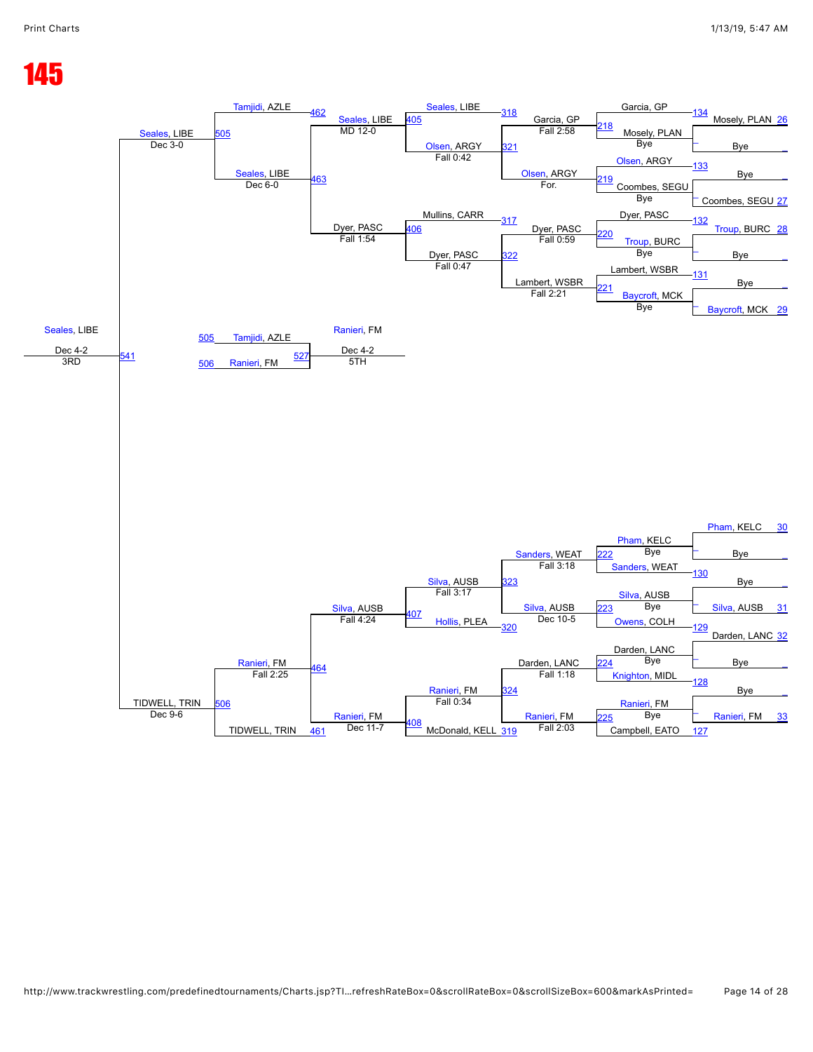# 145

## Championship Bracket

| Bout | Wrestler 1 | Wrestler 2 | Winner | Result |
|---|---|---|---|---|
| 134 | Garcia, GP | Mosely, PLAN (26) | Garcia, GP | |
| 133 | Olsen, ARGY | Bye | Olsen, ARGY | |
| – | Bye | Coombes, SEGU (27) | Coombes, SEGU | |
| 132 | Dyer, PASC | Troup, BURC (28) | Dyer, PASC | |
| – | Troup, BURC | Bye | Troup, BURC | |
| 131 | Lambert, WSBR | Bye | Lambert, WSBR | |
| – | Bye | Baycroft, MCK (29) | Baycroft, MCK | |
| 218 | Garcia, GP | Mosely, PLAN | Garcia, GP | Bye |
| 219 | Olsen, ARGY | Coombes, SEGU | Olsen, ARGY | Bye |
| 220 | Dyer, PASC | Troup, BURC | Dyer, PASC | Bye |
| 221 | Lambert, WSBR | Baycroft, MCK | Lambert, WSBR | Bye |
| 318 | Seales, LIBE | Garcia, GP | Garcia, GP | Fall 2:58 |
| 321 | Olsen, ARGY | Olsen, ARGY | Olsen, ARGY | For. |
| 317 | Mullins, CARR | Dyer, PASC | Dyer, PASC | Fall 0:59 |
| 322 | Dyer, PASC | Lambert, WSBR | Lambert, WSBR | Fall 2:21 |
| 405 | Seales, LIBE | Olsen, ARGY | Olsen, ARGY | Fall 0:42 |
| 406 | Mullins, CARR | Dyer, PASC | Dyer, PASC | Fall 0:47 |
| 462 | Tamjidi, AZLE | Seales, LIBE | Seales, LIBE | MD 12-0 |
| 463 | Seales, LIBE | Dyer, PASC | Dyer, PASC | Fall 1:54 |
| 505 | Tamjidi, AZLE | Seales, LIBE | Seales, LIBE | Dec 6-0 |
| 505 | | | Seales, LIBE | Dec 3-0 |
| 527 | Tamjidi, AZLE (505) | Ranieri, FM (506) | Ranieri, FM | Dec 4-2 (5TH) |
| 541 | Seales, LIBE | TIDWELL, TRIN | Seales, LIBE | Dec 4-2 (3RD) |

| Bout | Wrestler 1 | Wrestler 2 | Winner | Result |
|---|---|---|---|---|
| – | Pham, KELC (30) | Bye | Pham, KELC | |
| 130 | Sanders, WEAT | Bye | Sanders, WEAT | |
| – | Bye | Silva, AUSB (31) | Silva, AUSB | |
| 129 | Owens, COLH | Darden, LANC (32) | Darden, LANC | |
| – | Bye | | Darden, LANC | |
| 128 | Knighton, MIDL | Bye | Knighton, MIDL | |
| – | Bye | Ranieri, FM (33) | Ranieri, FM | |
| 127 | Campbell, EATO | | | |
| 222 | Pham, KELC | Sanders, WEAT | Sanders, WEAT | Bye |
| 223 | Silva, AUSB | Owens, COLH | Silva, AUSB | Bye |
| 224 | Darden, LANC | Knighton, MIDL | Darden, LANC | Bye |
| 225 | Ranieri, FM | Campbell, EATO | Ranieri, FM | Bye |
| 323 | Sanders, WEAT | Silva, AUSB | Silva, AUSB | Fall 3:17 |
| 320 | Hollis, PLEA | | Sanders, WEAT | Fall 3:18 |
| 323 | | | Silva, AUSB | Dec 10-5 |
| 324 | Darden, LANC | Ranieri, FM | Ranieri, FM | Fall 0:34 |
| 324 | | | Darden, LANC | Fall 1:18 |
| 225 | | | Ranieri, FM | Fall 2:03 |
| 407 | Silva, AUSB | Hollis, PLEA | Silva, AUSB | Fall 4:24 |
| 408 | Ranieri, FM | McDonald, KELL (319) | Ranieri, FM | Dec 11-7 |
| 464 | Silva, AUSB | Ranieri, FM | Ranieri, FM | Fall 2:25 |
| 506 | Ranieri, FM | TIDWELL, TRIN (461) | TIDWELL, TRIN | Dec 9-6 |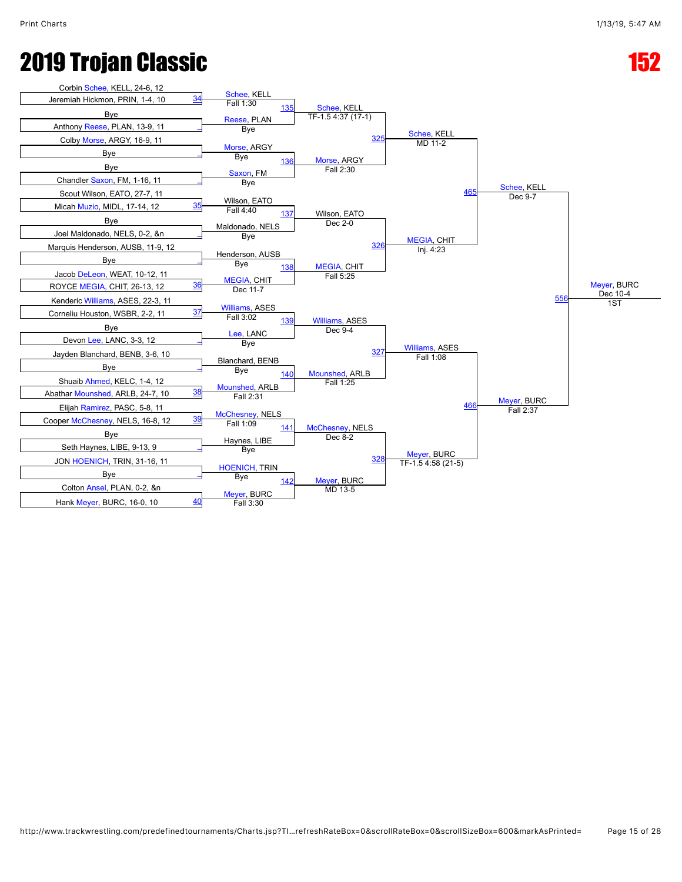# 2019 Trojan Classic

## 152

### First Round

| Match | Wrestler 1 | Wrestler 2 | Winner | Result |
|---|---|---|---|---|
| 34 | Corbin Schee, KELL, 24-6, 12 | Jeremiah Hickmon, PRIN, 1-4, 10 | Schee, KELL | Fall 1:30 |
| _ | Bye | Anthony Reese, PLAN, 13-9, 11 | Reese, PLAN | Bye |
| _ | Colby Morse, ARGY, 16-9, 11 | Bye | Morse, ARGY | Bye |
| _ | Bye | Chandler Saxon, FM, 1-16, 11 | Saxon, FM | Bye |
| 35 | Scout Wilson, EATO, 27-7, 11 | Micah Muzio, MIDL, 17-14, 12 | Wilson, EATO | Fall 4:40 |
| _ | Bye | Joel Maldonado, NELS, 0-2, &n | Maldonado, NELS | Bye |
| _ | Marquis Henderson, AUSB, 11-9, 12 | Bye | Henderson, AUSB | Bye |
| 36 | Jacob DeLeon, WEAT, 10-12, 11 | ROYCE MEGIA, CHIT, 26-13, 12 | MEGIA, CHIT | Dec 11-7 |
| 37 | Kenderic Williams, ASES, 22-3, 11 | Corneliu Houston, WSBR, 2-2, 11 | Williams, ASES | Fall 3:02 |
| _ | Bye | Devon Lee, LANC, 3-3, 12 | Lee, LANC | Bye |
| _ | Jayden Blanchard, BENB, 3-6, 10 | Bye | Blanchard, BENB | Bye |
| 38 | Shuaib Ahmed, KELC, 1-4, 12 | Abathar Mounshed, ARLB, 24-7, 10 | Mounshed, ARLB | Fall 2:31 |
| 39 | Elijah Ramirez, PASC, 5-8, 11 | Cooper McChesney, NELS, 16-8, 12 | McChesney, NELS | Fall 1:09 |
| _ | Bye | Seth Haynes, LIBE, 9-13, 9 | Haynes, LIBE | Bye |
| _ | JON HOENICH, TRIN, 31-16, 11 | Bye | HOENICH, TRIN | Bye |
| 40 | Colton Ansel, PLAN, 0-2, &n | Hank Meyer, BURC, 16-0, 10 | Meyer, BURC | Fall 3:30 |

### Second Round

| Match | Winner | Result |
|---|---|---|
| 135 | Schee, KELL | TF-1.5 4:37 (17-1) |
| 136 | Morse, ARGY | Fall 2:30 |
| 137 | Wilson, EATO | Dec 2-0 |
| 138 | MEGIA, CHIT | Fall 5:25 |
| 139 | Williams, ASES | Dec 9-4 |
| 140 | Mounshed, ARLB | Fall 1:25 |
| 141 | McChesney, NELS | Dec 8-2 |
| 142 | Meyer, BURC | MD 13-5 |

### Quarterfinals

| Match | Winner | Result |
|---|---|---|
| 325 | Schee, KELL | MD 11-2 |
| 326 | MEGIA, CHIT | Inj. 4:23 |
| 327 | Williams, ASES | Fall 1:08 |
| 328 | Meyer, BURC | TF-1.5 4:58 (21-5) |

### Semifinals

| Match | Winner | Result |
|---|---|---|
| 465 | Schee, KELL | Dec 9-7 |
| 466 | Meyer, BURC | Fall 2:37 |

### Final

| Match | Winner | Result | Place |
|---|---|---|---|
| 556 | Meyer, BURC | Dec 10-4 | 1ST |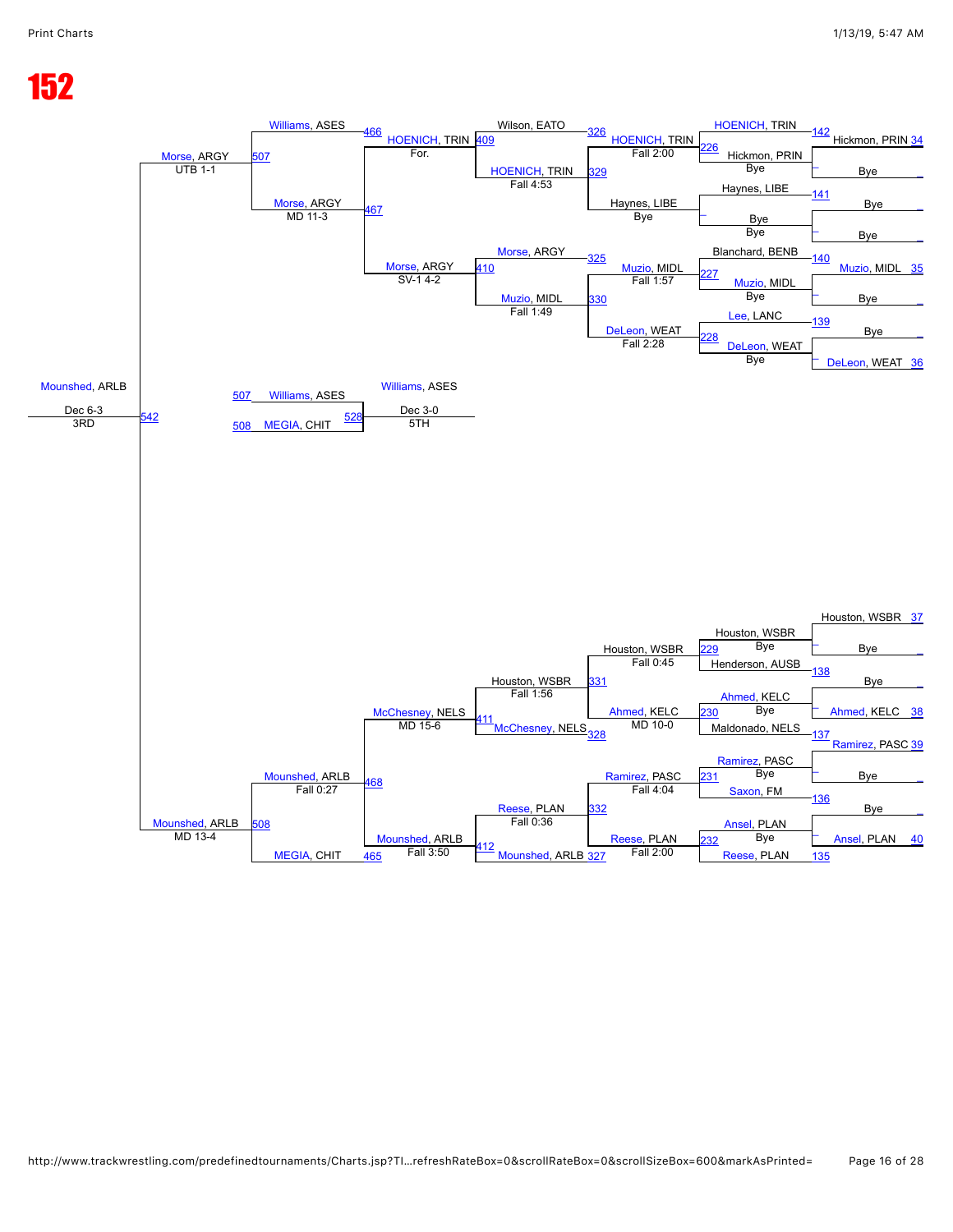# 152

## Consolation Bracket (Top)

| Match | Wrestler 1 | Wrestler 2 | Winner | Result |
|---|---|---|---|---|
| 142 | Hickmon, PRIN (34) | Bye | HOENICH, TRIN | |
| 141 | Bye | Bye | Haynes, LIBE | |
| 140 | Muzio, MIDL (35) | Bye | Blanchard, BENB | |
| 139 | Bye | DeLeon, WEAT (36) | Lee, LANC | |
| 226 | HOENICH, TRIN | Hickmon, PRIN | HOENICH, TRIN | Bye |
| 227 | Blanchard, BENB | Muzio, MIDL | Muzio, MIDL | Bye |
| 228 | Lee, LANC | DeLeon, WEAT | DeLeon, WEAT | Bye |
| 326 | Wilson, EATO | HOENICH, TRIN | HOENICH, TRIN | Fall 2:00 |
| 329 | HOENICH, TRIN | Haynes, LIBE | HOENICH, TRIN | Fall 4:53 |
| 325 | Morse, ARGY | Muzio, MIDL | Muzio, MIDL | Fall 1:57 |
| 330 | Muzio, MIDL | DeLeon, WEAT | Muzio, MIDL | Fall 1:49 |
| 409 | Wilson, EATO | HOENICH, TRIN | HOENICH, TRIN | For. |
| 410 | Morse, ARGY | Muzio, MIDL | Morse, ARGY | SV-1 4-2 |
| 466 | Williams, ASES | HOENICH, TRIN | Williams, ASES | |
| 467 | HOENICH, TRIN | Morse, ARGY | Morse, ARGY | MD 11-3 |
| 507 | Williams, ASES | Morse, ARGY | Morse, ARGY | UTB 1-1 |

## Consolation Bracket (Bottom)

| Match | Wrestler 1 | Wrestler 2 | Winner | Result |
|---|---|---|---|---|
| 138 | Houston, WSBR (37) | Bye | Henderson, AUSB | |
| 137 | Bye | Ahmed, KELC (38) | Maldonado, NELS | |
| 136 | Ramirez, PASC (39) | Bye | Saxon, FM | |
| 135 | Bye | Ansel, PLAN (40) | Reese, PLAN | |
| 229 | Houston, WSBR | Henderson, AUSB | Houston, WSBR | Bye |
| 230 | Ahmed, KELC | Maldonado, NELS | Ahmed, KELC | Bye |
| 231 | Ramirez, PASC | Saxon, FM | Ramirez, PASC | Bye |
| 232 | Ansel, PLAN | Reese, PLAN | Reese, PLAN | Bye |
| 331 | Houston, WSBR | Ahmed, KELC | Houston, WSBR | Fall 0:45 |
| 328 | Ahmed, KELC | McChesney, NELS | McChesney, NELS | MD 10-0 |
| 332 | Ramirez, PASC | Reese, PLAN | Reese, PLAN | Fall 4:04 |
| 327 | Reese, PLAN | Mounshed, ARLB | Reese, PLAN | Fall 2:00 |
| 411 | Houston, WSBR | McChesney, NELS | Houston, WSBR | Fall 1:56 |
| 412 | Reese, PLAN | Mounshed, ARLB | Reese, PLAN | Fall 0:36 |
| 468 | McChesney, NELS | Mounshed, ARLB | McChesney, NELS | MD 15-6 |
| 465 | Mounshed, ARLB | MEGIA, CHIT | Mounshed, ARLB | Fall 3:50 |
| 508 | Mounshed, ARLB | MEGIA, CHIT | Mounshed, ARLB | Fall 0:27 |

## Placement Matches

| Match | Wrestler 1 | Wrestler 2 | Winner | Result | Place |
|---|---|---|---|---|---|
| 542 | Morse, ARGY | Mounshed, ARLB | Mounshed, ARLB | Dec 6-3 | 3RD |
| 528 | Williams, ASES (507) | MEGIA, CHIT (508) | Williams, ASES | Dec 3-0 | 5TH |

Note: Mounshed, ARLB reached match 542 via MD 13-4.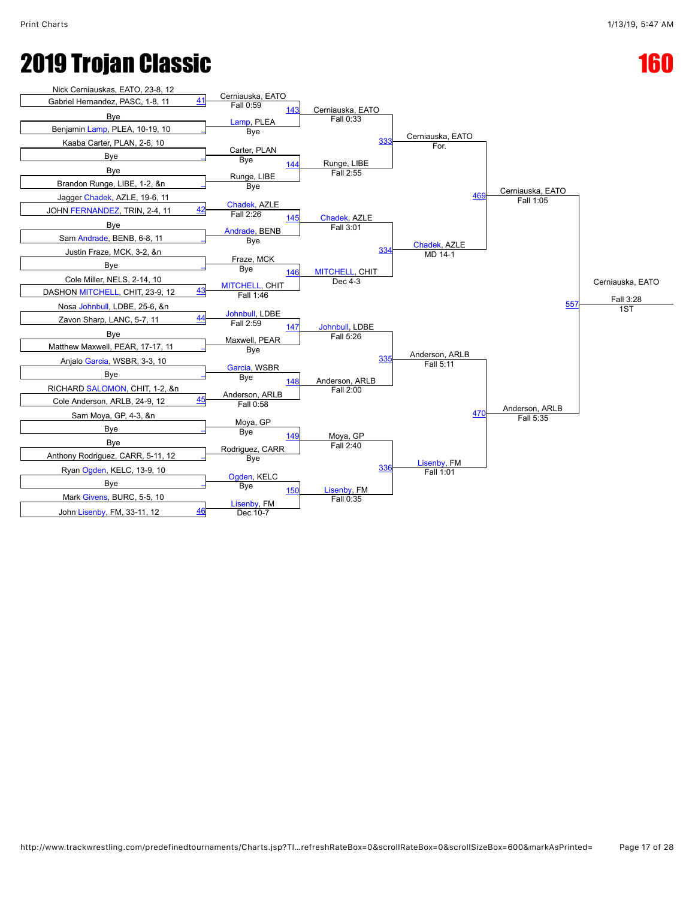# 2019 Trojan Classic

# 160

## Round 1

| Match | Wrestler 1 | Wrestler 2 | Winner | Result |
|---|---|---|---|---|
| 41 | Nick Cerniauskas, EATO, 23-8, 12 | Gabriel Hernandez, PASC, 1-8, 11 | Cerniauska, EATO | Fall 0:59 |
| _ | Bye | Benjamin Lamp, PLEA, 10-19, 10 | Lamp, PLEA | Bye |
| _ | Kaaba Carter, PLAN, 2-6, 10 | Bye | Carter, PLAN | Bye |
| _ | Bye | Brandon Runge, LIBE, 1-2, &n | Runge, LIBE | Bye |
| 42 | Jagger Chadek, AZLE, 19-6, 11 | JOHN FERNANDEZ, TRIN, 2-4, 11 | Chadek, AZLE | Fall 2:26 |
| _ | Bye | Sam Andrade, BENB, 6-8, 11 | Andrade, BENB | Bye |
| _ | Justin Fraze, MCK, 3-2, &n | Bye | Fraze, MCK | Bye |
| 43 | Cole Miller, NELS, 2-14, 10 | DASHON MITCHELL, CHIT, 23-9, 12 | MITCHELL, CHIT | Fall 1:46 |
| 44 | Nosa Johnbull, LDBE, 25-6, &n | Zavon Sharp, LANC, 5-7, 11 | Johnbull, LDBE | Fall 2:59 |
| _ | Bye | Matthew Maxwell, PEAR, 17-17, 11 | Maxwell, PEAR | Bye |
| _ | Anjalo Garcia, WSBR, 3-3, 10 | Bye | Garcia, WSBR | Bye |
| 45 | RICHARD SALOMON, CHIT, 1-2, &n | Cole Anderson, ARLB, 24-9, 12 | Anderson, ARLB | Fall 0:58 |
| _ | Sam Moya, GP, 4-3, &n | Bye | Moya, GP | Bye |
| _ | Bye | Anthony Rodriguez, CARR, 5-11, 12 | Rodriguez, CARR | Bye |
| _ | Ryan Ogden, KELC, 13-9, 10 | Bye | Ogden, KELC | Bye |
| 46 | Mark Givens, BURC, 5-5, 10 | John Lisenby, FM, 33-11, 12 | Lisenby, FM | Dec 10-7 |

## Round 2

| Match | Winner | Result |
|---|---|---|
| 143 | Cerniauska, EATO | Fall 0:33 |
| 144 | Runge, LIBE | Fall 2:55 |
| 145 | Chadek, AZLE | Fall 3:01 |
| 146 | MITCHELL, CHIT | Dec 4-3 |
| 147 | Johnbull, LDBE | Fall 5:26 |
| 148 | Anderson, ARLB | Fall 2:00 |
| 149 | Moya, GP | Fall 2:40 |
| 150 | Lisenby, FM | Fall 0:35 |

## Quarterfinals

| Match | Winner | Result |
|---|---|---|
| 333 | Cerniauska, EATO | For. |
| 334 | Chadek, AZLE | MD 14-1 |
| 335 | Anderson, ARLB | Fall 5:11 |
| 336 | Lisenby, FM | Fall 1:01 |

## Semifinals

| Match | Winner | Result |
|---|---|---|
| 469 | Cerniauska, EATO | Fall 1:05 |
| 470 | Anderson, ARLB | Fall 5:35 |

## Final

| Match | Winner | Result | Place |
|---|---|---|---|
| 557 | Cerniauska, EATO | Fall 3:28 | 1ST |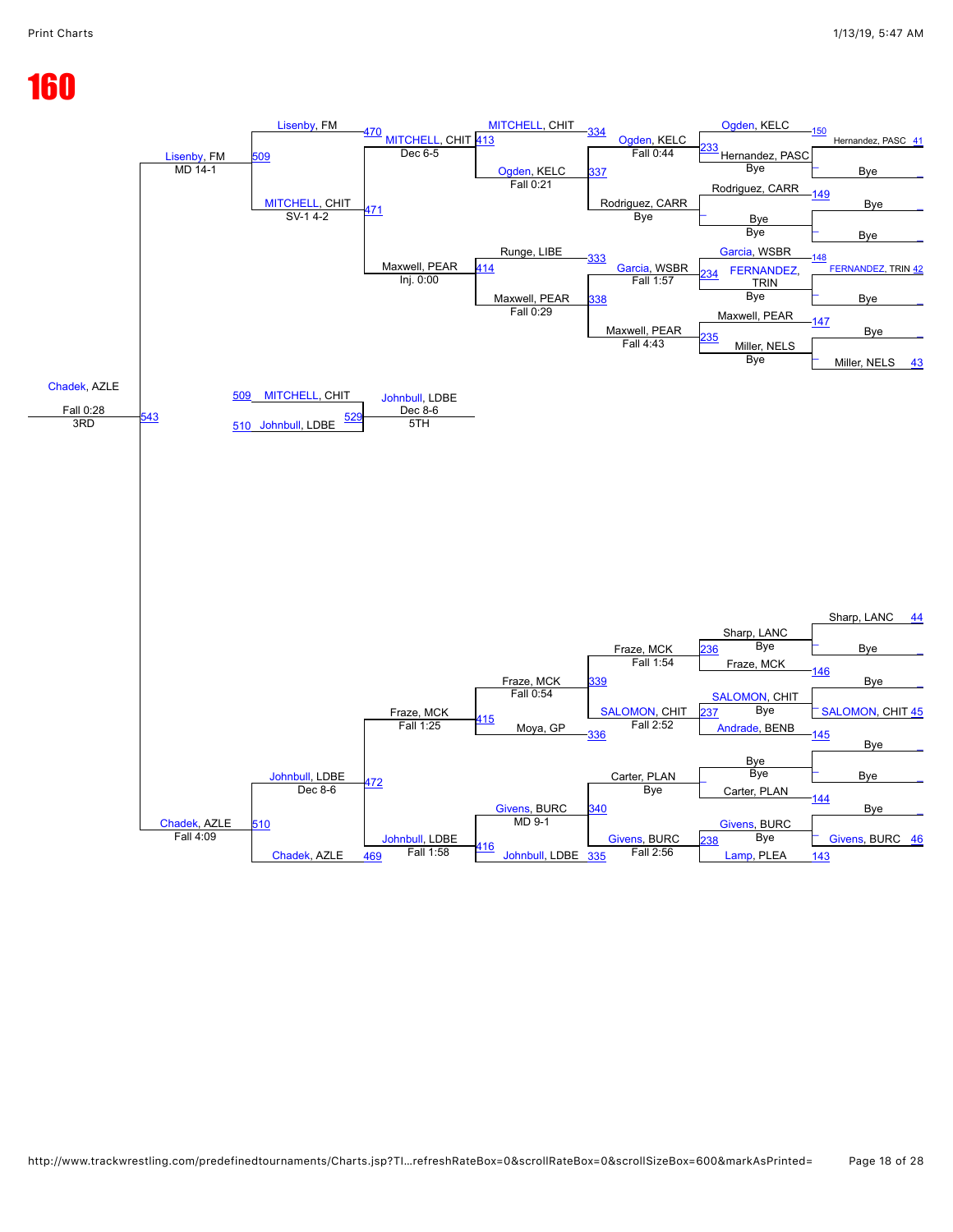# 160

## Consolation Bracket

### Round 1 (Matches 143–150)

| Match | Result |
|---|---|
| 150 | Hernandez, PASC over Bye |
| 149 | Bye vs Bye |
| 148 | FERNANDEZ, TRIN over Bye |
| 147 | Miller, NELS over Bye |
| 146 | Sharp, LANC over Bye |
| 145 | SALOMON, CHIT over Bye |
| 144 | Bye vs Bye |
| 143 | Givens, BURC over Bye |

### Round 2 (Matches 233–238)

| Match | Winner | Result | Loser |
|---|---|---|---|
| 233 | Ogden, KELC | Bye | Hernandez, PASC |
| — | Rodriguez, CARR | Bye | Bye |
| 234 | Garcia, WSBR | Bye | FERNANDEZ, TRIN |
| 235 | Maxwell, PEAR | Bye | Miller, NELS |
| 236 | Fraze, MCK | Bye | Sharp, LANC |
| 237 | SALOMON, CHIT | Bye | Andrade, BENB |
| — | Carter, PLAN | Bye | Bye |
| 238 | Givens, BURC | Bye | Lamp, PLEA |

### Round 3 (Matches 335–340)

| Match | Winner | Result | Loser |
|---|---|---|---|
| 337 | Ogden, KELC | Fall 0:44 | Hernandez, PASC |
| — | Rodriguez, CARR | Bye | Bye |
| 338 | Garcia, WSBR | Fall 1:57 | FERNANDEZ, TRIN |
| — | Maxwell, PEAR | Fall 4:43 | Miller, NELS |
| 339 | Fraze, MCK | Fall 1:54 | Sharp, LANC |
| 336 | SALOMON, CHIT | Fall 2:52 | Andrade, BENB |
| 340 | Carter, PLAN | Bye | Bye |
| 335 | Givens, BURC | Fall 2:56 | Lamp, PLEA |

### Round 4

| Match | Winner | Result | Loser |
|---|---|---|---|
| 334 / 337 | Ogden, KELC | Fall 0:21 | Rodriguez, CARR (MITCHELL, CHIT drops in) |
| 333 / 338 | Maxwell, PEAR | Fall 0:29 | Garcia, WSBR (Runge, LIBE drops in) |
| 339 | Fraze, MCK | Fall 0:54 | SALOMON, CHIT / Moya, GP |
| 340 | Givens, BURC | MD 9-1 | Carter, PLAN / Johnbull, LDBE |

### Round 5 (Matches 413–416)

| Match | Winner | Result | Loser |
|---|---|---|---|
| 413 | MITCHELL, CHIT | Dec 6-5 | Ogden, KELC |
| 414 | Maxwell, PEAR | Fall 0:29 | Runge, LIBE |
| 415 | Fraze, MCK | Fall 0:54 | Moya, GP |
| 416 | Johnbull, LDBE | MD 9-1 | Givens, BURC |

### Round 6 (Matches 469–472)

| Match | Winner | Result | Loser |
|---|---|---|---|
| 470 / 471 | MITCHELL, CHIT | Inj. 0:00 | Maxwell, PEAR |
| 472 / 469 | Johnbull, LDBE | Fall 1:25 / Fall 1:58 | Fraze, MCK |

### Consolation Semifinals (Matches 509–510)

| Match | Winner | Result | Loser |
|---|---|---|---|
| 509 | Lisenby, FM | SV-1 4-2 | MITCHELL, CHIT |
| 510 | Chadek, AZLE | Dec 8-6 | Johnbull, LDBE |

### 3rd Place (Match 543)

| Match | Winner | Result | Loser |
|---|---|---|---|
| 543 | Chadek, AZLE | Fall 0:28 | Lisenby, FM |

Lisenby, FM — MD 14-1; Chadek, AZLE — Fall 4:09

Chadek, AZLE — 3RD

### 5th Place (Match 529)

| Match | Winner | Result | Loser |
|---|---|---|---|
| 529 | Johnbull, LDBE | Dec 8-6 | MITCHELL, CHIT |

Johnbull, LDBE — 5TH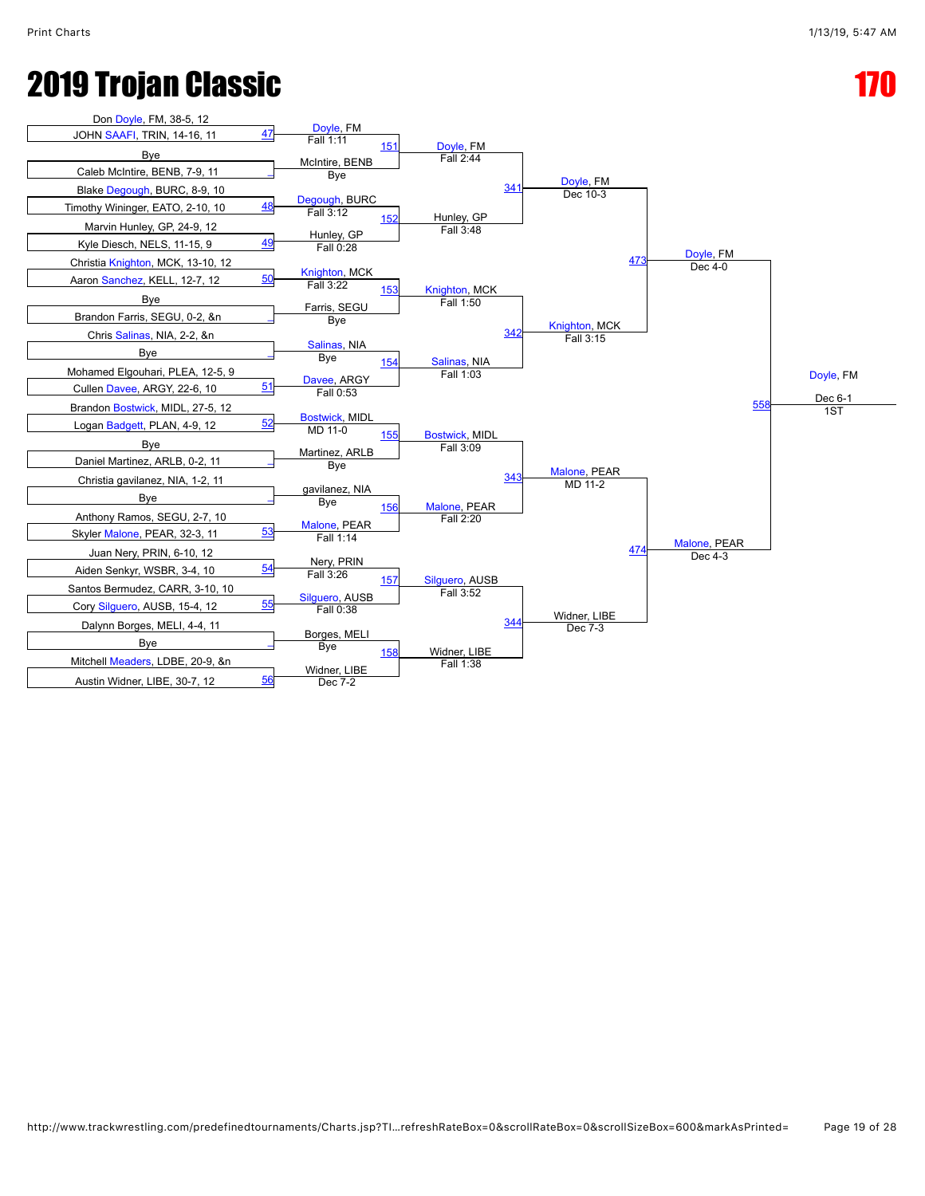# 2019 Trojan Classic

# 170

## Round 1 (First Round)

| Match | Wrestler 1 | Wrestler 2 | Winner | Result |
|---|---|---|---|---|
| 47 | Don Doyle, FM, 38-5, 12 | JOHN SAAFI, TRIN, 14-16, 11 | Doyle, FM | Fall 1:11 |
| _ | Bye | Caleb McIntire, BENB, 7-9, 11 | McIntire, BENB | Bye |
| 48 | Blake Degough, BURC, 8-9, 10 | Timothy Wininger, EATO, 2-10, 10 | Degough, BURC | Fall 3:12 |
| 49 | Marvin Hunley, GP, 24-9, 12 | Kyle Diesch, NELS, 11-15, 9 | Hunley, GP | Fall 0:28 |
| 50 | Christia Knighton, MCK, 13-10, 12 | Aaron Sanchez, KELL, 12-7, 12 | Knighton, MCK | Fall 3:22 |
| _ | Bye | Brandon Farris, SEGU, 0-2, &n | Farris, SEGU | Bye |
| _ | Chris Salinas, NIA, 2-2, &n | Bye | Salinas, NIA | Bye |
| 51 | Mohamed Elgouhari, PLEA, 12-5, 9 | Cullen Davee, ARGY, 22-6, 10 | Davee, ARGY | Fall 0:53 |
| 52 | Brandon Bostwick, MIDL, 27-5, 12 | Logan Badgett, PLAN, 4-9, 12 | Bostwick, MIDL | MD 11-0 |
| _ | Bye | Daniel Martinez, ARLB, 0-2, 11 | Martinez, ARLB | Bye |
| _ | Christia gavilanez, NIA, 1-2, 11 | Bye | gavilanez, NIA | Bye |
| 53 | Anthony Ramos, SEGU, 2-7, 10 | Skyler Malone, PEAR, 32-3, 11 | Malone, PEAR | Fall 1:14 |
| 54 | Juan Nery, PRIN, 6-10, 12 | Aiden Senkyr, WSBR, 3-4, 10 | Nery, PRIN | Fall 3:26 |
| 55 | Santos Bermudez, CARR, 3-10, 10 | Cory Silguero, AUSB, 15-4, 12 | Silguero, AUSB | Fall 0:38 |
| _ | Dalynn Borges, MELI, 4-4, 11 | Bye | Borges, MELI | Bye |
| 56 | Mitchell Meaders, LDBE, 20-9, &n | Austin Widner, LIBE, 30-7, 12 | Widner, LIBE | Dec 7-2 |

## Round 2

| Match | Winner | Result |
|---|---|---|
| 151 | Doyle, FM | Fall 2:44 |
| 152 | Hunley, GP | Fall 3:48 |
| 153 | Knighton, MCK | Fall 1:50 |
| 154 | Salinas, NIA | Fall 1:03 |
| 155 | Bostwick, MIDL | Fall 3:09 |
| 156 | Malone, PEAR | Fall 2:20 |
| 157 | Silguero, AUSB | Fall 3:52 |
| 158 | Widner, LIBE | Fall 1:38 |

## Quarterfinals

| Match | Winner | Result |
|---|---|---|
| 341 | Doyle, FM | Dec 10-3 |
| 342 | Knighton, MCK | Fall 3:15 |
| 343 | Malone, PEAR | MD 11-2 |
| 344 | Widner, LIBE | Dec 7-3 |

## Semifinals

| Match | Winner | Result |
|---|---|---|
| 473 | Doyle, FM | Dec 4-0 |
| 474 | Malone, PEAR | Dec 4-3 |

## Final

| Match | Winner | Result |
|---|---|---|
| 558 | Doyle, FM | Dec 6-1, 1ST |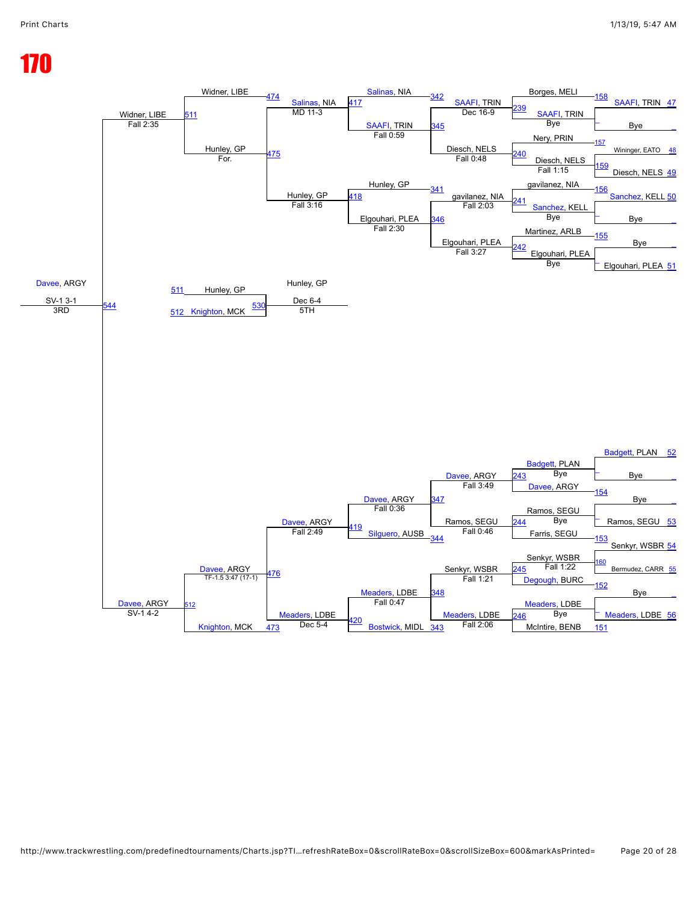# 170

**Top half of bracket**

| Round | Bout | Result |
| --- | --- | --- |
| 47 / 48 → 158 | SAAFI, TRIN vs Bye | SAAFI, TRIN |
| 49 / 50 → 159 | Wininger, EATO vs Diesch, NELS | Diesch, NELS — Fall 1:15 |
| 51 / 52 → 156 | Sanchez, KELL vs Bye | Sanchez, KELL |
| 53 / 54 → 155 | Bye vs Elgouhari, PLEA | Elgouhari, PLEA |
| 239 | Borges, MELI vs SAAFI, TRIN | SAAFI, TRIN — Bye |
| 240 | Nery, PRIN vs Diesch, NELS | Diesch, NELS — Fall 1:15 |
| 241 | gavilanez, NIA vs Sanchez, KELL | Sanchez, KELL — Bye |
| 242 | Martinez, ARLB vs Elgouhari, PLEA | Elgouhari, PLEA — Bye |
| 342 / 345 | Salinas, NIA vs SAAFI, TRIN | SAAFI, TRIN — Dec 16-9 |
| 345 | Diesch, NELS | Fall 0:48 |
| 341 / 346 | Hunley, GP vs gavilanez, NIA | gavilanez, NIA — Fall 2:03 |
| 346 | Elgouhari, PLEA | Fall 3:27 |
| 417 | Salinas, NIA vs SAAFI, TRIN | SAAFI, TRIN — Fall 0:59 |
| 418 | Hunley, GP vs Elgouhari, PLEA | Elgouhari, PLEA — Fall 2:30 |
| 474 | Widner, LIBE vs Salinas, NIA | Salinas, NIA — MD 11-3 |
| 475 | Hunley, GP | Hunley, GP — Fall 3:16 |
| 511 | Widner, LIBE vs Hunley, GP | Widner, LIBE — Fall 2:35; Hunley, GP — For. |

**5th place**

| Bout | Wrestlers | Result |
| --- | --- | --- |
| 530 | Hunley, GP (511) vs Knighton, MCK (512) | Hunley, GP — Dec 6-4 — 5TH |

**3rd place**

| Bout | Wrestlers | Result |
| --- | --- | --- |
| 544 | Widner, LIBE vs Davee, ARGY | Davee, ARGY — SV-1 3-1 — 3RD |

**Bottom half of bracket**

| Round | Bout | Result |
| --- | --- | --- |
| 52 / 154 | Badgett, PLAN vs Bye | Badgett, PLAN |
| 53 / 153 | Bye vs Ramos, SEGU | Ramos, SEGU |
| 54 / 55 → 160 | Senkyr, WSBR vs Bermudez, CARR | Senkyr, WSBR — Fall 1:22 |
| 56 / 152 | Bye vs Meaders, LDBE | Meaders, LDBE |
| 243 | Badgett, PLAN vs Davee, ARGY | Davee, ARGY — Bye |
| 244 | Ramos, SEGU vs Farris, SEGU | Ramos, SEGU — Bye |
| 245 | Senkyr, WSBR vs Degough, BURC | Senkyr, WSBR — Fall 1:22 |
| 246 | Meaders, LDBE vs McIntire, BENB (151) | Meaders, LDBE — Bye |
| 347 | Davee, ARGY vs Ramos, SEGU | Davee, ARGY — Fall 3:49; Ramos, SEGU — Fall 0:46 |
| 344 | Silguero, AUSB | |
| 348 | Senkyr, WSBR vs Meaders, LDBE | Senkyr, WSBR — Fall 1:21; Meaders, LDBE — Fall 2:06 |
| 343 | Bostwick, MIDL | |
| 419 | Davee, ARGY vs Silguero, AUSB | Davee, ARGY — Fall 0:36 |
| 420 | Meaders, LDBE vs Bostwick, MIDL | Meaders, LDBE — Fall 0:47 |
| 476 | Davee, ARGY vs Meaders, LDBE | Davee, ARGY — Fall 2:49; Meaders, LDBE — Dec 5-4 |
| 473 | Knighton, MCK | |
| 512 | Davee, ARGY vs Knighton, MCK | Davee, ARGY — TF-1.5 3:47 (17-1) |
| 544 | Davee, ARGY | SV-1 4-2 |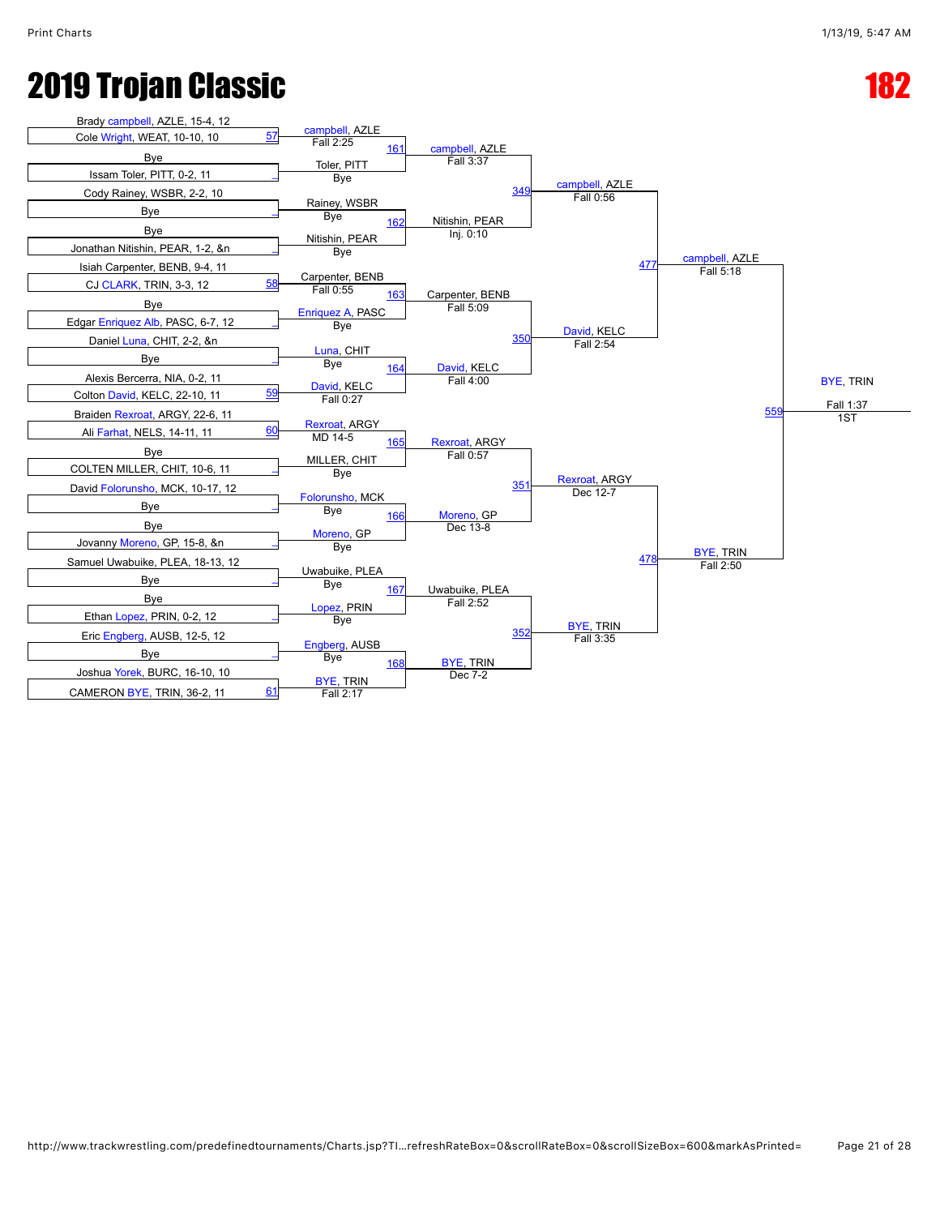# 2019 Trojan Classic

## 182

### First Round

| Match | Wrestler 1 | Wrestler 2 | Winner | Result |
|---|---|---|---|---|
| 57 | Brady campbell, AZLE, 15-4, 12 | Cole Wright, WEAT, 10-10, 10 | campbell, AZLE | Fall 2:25 |
| _ | Bye | Issam Toler, PITT, 0-2, 11 | Toler, PITT | Bye |
| _ | Cody Rainey, WSBR, 2-2, 10 | Bye | Rainey, WSBR | Bye |
| _ | Bye | Jonathan Nitishin, PEAR, 1-2, &n | Nitishin, PEAR | Bye |
| 58 | Isiah Carpenter, BENB, 9-4, 11 | CJ CLARK, TRIN, 3-3, 12 | Carpenter, BENB | Fall 0:55 |
| _ | Bye | Edgar Enriquez Alb, PASC, 6-7, 12 | Enriquez A, PASC | Bye |
| _ | Daniel Luna, CHIT, 2-2, &n | Bye | Luna, CHIT | Bye |
| 59 | Alexis Bercerra, NIA, 0-2, 11 | Colton David, KELC, 22-10, 11 | David, KELC | Fall 0:27 |
| 60 | Braiden Rexroat, ARGY, 22-6, 11 | Ali Farhat, NELS, 14-11, 11 | Rexroat, ARGY | MD 14-5 |
| _ | Bye | COLTEN MILLER, CHIT, 10-6, 11 | MILLER, CHIT | Bye |
| _ | David Folorunsho, MCK, 10-17, 12 | Bye | Folorunsho, MCK | Bye |
| _ | Bye | Jovanny Moreno, GP, 15-8, &n | Moreno, GP | Bye |
| _ | Samuel Uwabuike, PLEA, 18-13, 12 | Bye | Uwabuike, PLEA | Bye |
| _ | Bye | Ethan Lopez, PRIN, 0-2, 12 | Lopez, PRIN | Bye |
| _ | Eric Engberg, AUSB, 12-5, 12 | Bye | Engberg, AUSB | Bye |
| 61 | Joshua Yorek, BURC, 16-10, 10 | CAMERON BYE, TRIN, 36-2, 11 | BYE, TRIN | Fall 2:17 |

### Second Round

| Match | Winner | Result |
|---|---|---|
| 161 | campbell, AZLE | Fall 3:37 |
| 162 | Nitishin, PEAR | Inj. 0:10 |
| 163 | Carpenter, BENB | Fall 5:09 |
| 164 | David, KELC | Fall 4:00 |
| 165 | Rexroat, ARGY | Fall 0:57 |
| 166 | Moreno, GP | Dec 13-8 |
| 167 | Uwabuike, PLEA | Fall 2:52 |
| 168 | BYE, TRIN | Dec 7-2 |

### Quarterfinals

| Match | Winner | Result |
|---|---|---|
| 349 | campbell, AZLE | Fall 0:56 |
| 350 | David, KELC | Fall 2:54 |
| 351 | Rexroat, ARGY | Dec 12-7 |
| 352 | BYE, TRIN | Fall 3:35 |

### Semifinals

| Match | Winner | Result |
|---|---|---|
| 477 | campbell, AZLE | Fall 5:18 |
| 478 | BYE, TRIN | Fall 2:50 |

### Final

| Match | Winner | Result | Place |
|---|---|---|---|
| 559 | BYE, TRIN | Fall 1:37 | 1ST |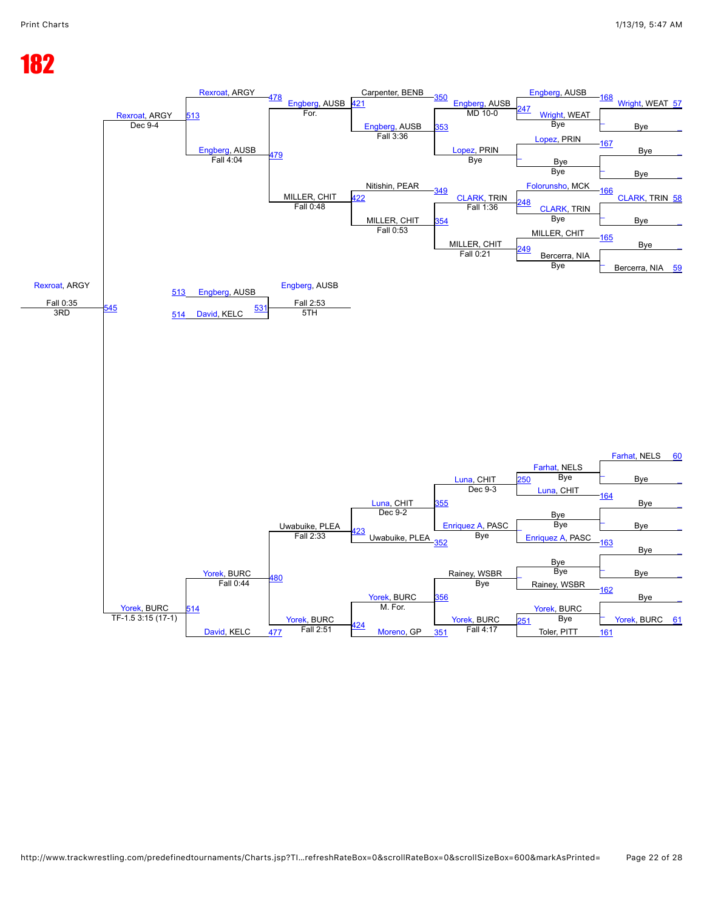# 182

## Championship Bracket (Top Half)

**First Round**
- Wright, WEAT (57) vs Bye → Match 168: Wright, WEAT — Bye
- Bye vs Bye → Match 167: Bye — Bye
- CLARK, TRIN (58) vs Bye → Match 166: CLARK, TRIN — Bye
- Bye vs Bercerra, NIA (59) → Match 165: Bercerra, NIA — Bye

**Second Round**
- Match 247: Engberg, AUSB vs Wright, WEAT — Engberg, AUSB, Bye
- Match 167 winner: Lopez, PRIN vs Bye — Bye
- Match 248: Folorunsho, MCK vs CLARK, TRIN — CLARK, TRIN, Bye
- Match 249: MILLER, CHIT vs Bercerra, NIA — Bye

**Third Round**
- Match 350: Carpenter, BENB vs Engberg, AUSB (MD 10-0) — Engberg, AUSB (353), Fall 3:36
- Match 353: Lopez, PRIN (Bye)
- Match 349: Nitishin, PEAR vs CLARK, TRIN (Fall 1:36) — MILLER, CHIT (354), Fall 0:53
- Match 354: MILLER, CHIT, Fall 0:21

**Quarterfinals**
- Match 421: Engberg, AUSB (478), For.
- Match 422: MILLER, CHIT (479), Fall 0:48

**Semifinal**
- Match 478: Rexroat, ARGY
- Match 479: Engberg, AUSB, Fall 4:04

**Final (Top)**
- Match 513: Rexroat, ARGY, Dec 9-4

## Championship Bracket (Bottom Half)

**First Round**
- Farhat, NELS (60) vs Bye
- Match 164: Luna, CHIT — Bye
- Bye vs Bye → Match 163: Enriquez A, PASC — Bye
- Bye vs Bye → Match 162: Rainey, WSBR — Bye
- Yorek, BURC (61) vs Bye → Match 161: Toler, PITT

**Second Round**
- Match 250: Farhat, NELS vs Luna, CHIT — Bye
- Bye vs Enriquez A, PASC — Bye
- Bye vs Rainey, WSBR — Bye
- Match 251: Yorek, BURC vs Toler, PITT — Bye

**Third Round**
- Match 355: Luna, CHIT, Dec 9-3
- Match 352: Enriquez A, PASC, Bye
- Match 356: Rainey, WSBR, Bye
- Match 351: Yorek, BURC, Fall 4:17

**Quarterfinals**
- Match 423: Luna, CHIT (Dec 9-2) vs Uwabuike, PLEA
- Match 424: Yorek, BURC (M. For.) vs Moreno, GP

**Semifinal**
- Match 480: Uwabuike, PLEA, Fall 2:33 vs Yorek, BURC, Fall 2:51 (477)
- Yorek, BURC, Fall 0:44 vs David, KELC

**Final (Bottom)**
- Match 514: Yorek, BURC, TF-1.5 3:15 (17-1)

## Championship Final (Match 545)
- Rexroat, ARGY
- Fall 0:35
- 3RD

## 5th Place (Match 531)
- 513: Engberg, AUSB
- 514: David, KELC
- Winner: Engberg, AUSB, Fall 2:53
- 5TH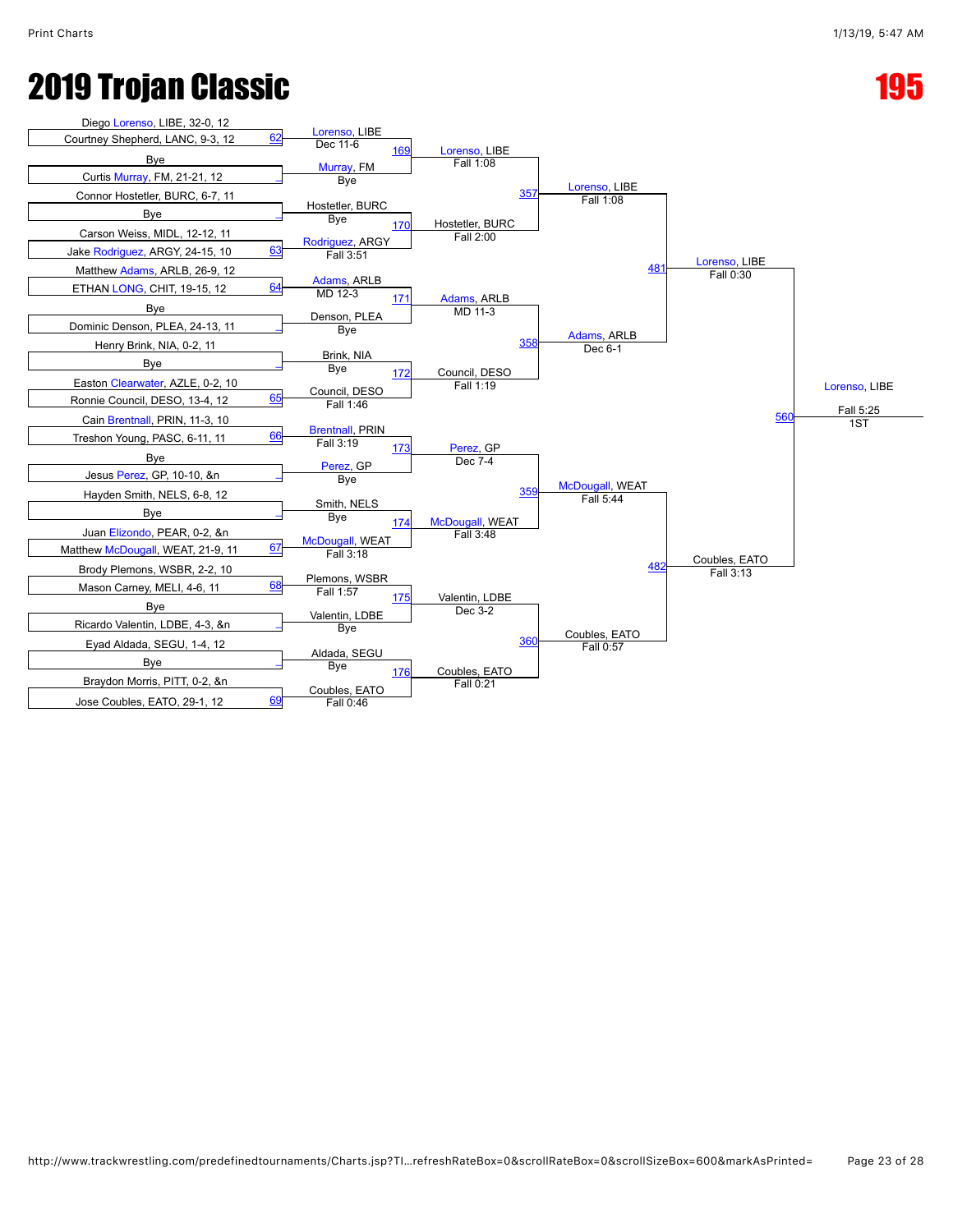# 2019 Trojan Classic

# 195

## First Round

| Bout | Wrestler 1 | Wrestler 2 | Winner | Result |
|---|---|---|---|---|
| 62 | Diego Lorenso, LIBE, 32-0, 12 | Courtney Shepherd, LANC, 9-3, 12 | Lorenso, LIBE | Dec 11-6 |
| _ | Bye | Curtis Murray, FM, 21-21, 12 | Murray, FM | Bye |
| _ | Connor Hostetler, BURC, 6-7, 11 | Bye | Hostetler, BURC | Bye |
| 63 | Carson Weiss, MIDL, 12-12, 11 | Jake Rodriguez, ARGY, 24-15, 10 | Rodriguez, ARGY | Fall 3:51 |
| 64 | Matthew Adams, ARLB, 26-9, 12 | ETHAN LONG, CHIT, 19-15, 12 | Adams, ARLB | MD 12-3 |
| _ | Bye | Dominic Denson, PLEA, 24-13, 11 | Denson, PLEA | Bye |
| _ | Henry Brink, NIA, 0-2, 11 | Bye | Brink, NIA | Bye |
| 65 | Easton Clearwater, AZLE, 0-2, 10 | Ronnie Council, DESO, 13-4, 12 | Council, DESO | Fall 1:46 |
| 66 | Cain Brentnall, PRIN, 11-3, 10 | Treshon Young, PASC, 6-11, 11 | Brentnall, PRIN | Fall 3:19 |
| _ | Bye | Jesus Perez, GP, 10-10, &n | Perez, GP | Bye |
| _ | Hayden Smith, NELS, 6-8, 12 | Bye | Smith, NELS | Bye |
| 67 | Juan Elizondo, PEAR, 0-2, &n | Matthew McDougall, WEAT, 21-9, 11 | McDougall, WEAT | Fall 3:18 |
| 68 | Brody Plemons, WSBR, 2-2, 10 | Mason Carney, MELI, 4-6, 11 | Plemons, WSBR | Fall 1:57 |
| _ | Bye | Ricardo Valentin, LDBE, 4-3, &n | Valentin, LDBE | Bye |
| _ | Eyad Aldada, SEGU, 1-4, 12 | Bye | Aldada, SEGU | Bye |
| 69 | Braydon Morris, PITT, 0-2, &n | Jose Coubles, EATO, 29-1, 12 | Coubles, EATO | Fall 0:46 |

## Second Round

| Bout | Winner | Result |
|---|---|---|
| 169 | Lorenso, LIBE | Fall 1:08 |
| 170 | Hostetler, BURC | Fall 2:00 |
| 171 | Adams, ARLB | MD 11-3 |
| 172 | Council, DESO | Fall 1:19 |
| 173 | Perez, GP | Dec 7-4 |
| 174 | McDougall, WEAT | Fall 3:48 |
| 175 | Valentin, LDBE | Dec 3-2 |
| 176 | Coubles, EATO | Fall 0:21 |

## Quarterfinals

| Bout | Winner | Result |
|---|---|---|
| 357 | Lorenso, LIBE | Fall 1:08 |
| 358 | Adams, ARLB | Dec 6-1 |
| 359 | McDougall, WEAT | Fall 5:44 |
| 360 | Coubles, EATO | Fall 0:57 |

## Semifinals

| Bout | Winner | Result |
|---|---|---|
| 481 | Lorenso, LIBE | Fall 0:30 |
| 482 | Coubles, EATO | Fall 3:13 |

## Final

| Bout | Winner | Result |
|---|---|---|
| 560 | Lorenso, LIBE | Fall 5:25 — 1ST |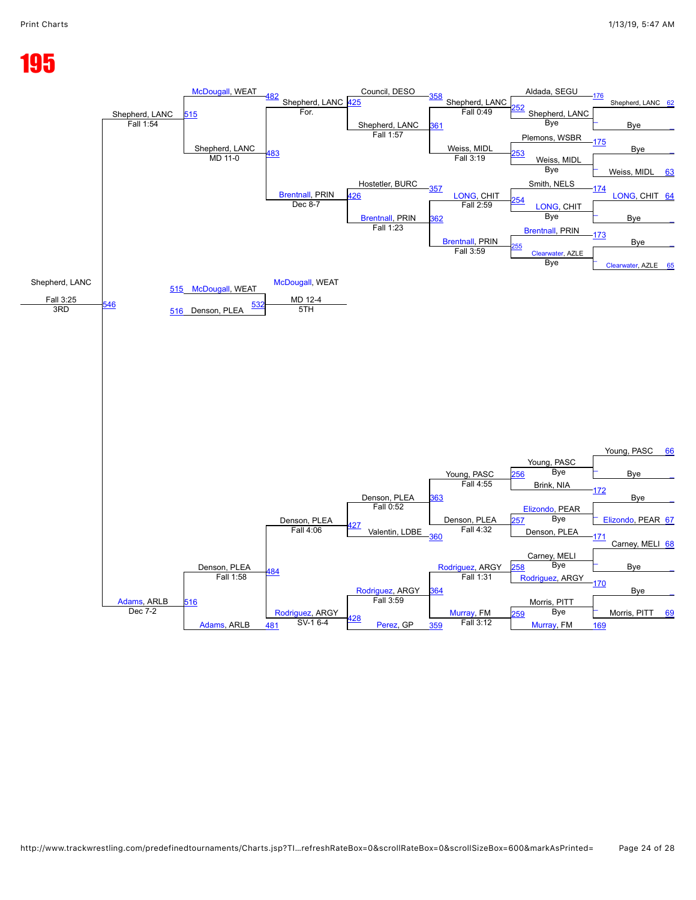# 195

## Championship Bracket

### First Round

| Bout | Wrestler 1 | Wrestler 2 | Result |
|---|---|---|---|
| 176 | Aldada, SEGU | Shepherd, LANC | Shepherd, LANC – Bye |
| 175 | Plemons, WSBR | Weiss, MIDL | Weiss, MIDL – Bye |
| 174 | Smith, NELS | LONG, CHIT | LONG, CHIT – Bye |
| 173 | Brentnall, PRIN | Clearwater, AZLE | Clearwater, AZLE – Bye |
| 172 | Young, PASC | Brink, NIA | Young, PASC – Bye |
| 171 | Elizondo, PEAR | Denson, PLEA | Denson, PLEA – Bye |
| 170 | Carney, MELI | Rodriguez, ARGY | Rodriguez, ARGY – Bye |
| 169 | Morris, PITT | Murray, FM | Murray, FM – Bye |

Seeded byes: Shepherd, LANC (62) – Bye; Weiss, MIDL (63) – Bye; LONG, CHIT (64) – Bye; Clearwater, AZLE (65) – Bye; Young, PASC (66) – Bye; Elizondo, PEAR (67) – Bye; Carney, MELI (68) – Bye; Morris, PITT (69) – Bye

### Second Round

| Bout | Winner | Result |
|---|---|---|
| 252 | Shepherd, LANC | Bye |
| 253 | Weiss, MIDL | Bye |
| 254 | LONG, CHIT | Bye |
| 255 | Clearwater, AZLE | Bye |
| 256 | Young, PASC | Bye |
| 257 | Denson, PLEA | Bye |
| 258 | Rodriguez, ARGY | Bye |
| 259 | Murray, FM | Bye |

### Third Round

| Bout | Wrestler 1 | Wrestler 2 | Winner | Result |
|---|---|---|---|---|
| 361 | Shepherd, LANC | Weiss, MIDL | Shepherd, LANC | Fall 0:49 |
| 362 | LONG, CHIT | Brentnall, PRIN | LONG, CHIT | Fall 2:59 |
| 363 | Young, PASC | Denson, PLEA | Denson, PLEA | Fall 4:32 |
| 364 | Rodriguez, ARGY | Murray, FM | Rodriguez, ARGY | Fall 1:31 |

Other listed: Weiss, MIDL – Fall 3:19; Brentnall, PRIN – Fall 3:59; Young, PASC – Fall 4:55; Murray, FM – Fall 3:12

### Fourth Round

| Bout | Wrestler 1 | Wrestler 2 | Result |
|---|---|---|---|
| 358 | Council, DESO | Shepherd, LANC | Shepherd, LANC – Fall 1:57 |
| 357 | Hostetler, BURC | Brentnall, PRIN | Brentnall, PRIN – Fall 1:23 |
| 360 | Denson, PLEA | Valentin, LDBE | Denson, PLEA – Fall 0:52 |
| 359 | Rodriguez, ARGY | Perez, GP | Rodriguez, ARGY – Fall 3:59 |

### Fifth Round

| Bout | Wrestler 1 | Wrestler 2 | Result |
|---|---|---|---|
| 425 | Shepherd, LANC | | For. |
| 426 | Brentnall, PRIN | | Dec 8-7 |
| 427 | Denson, PLEA | | Fall 4:06 |
| 428 | Rodriguez, ARGY | | SV-1 6-4 |

### Sixth Round

| Bout | Wrestler 1 | Wrestler 2 | Result |
|---|---|---|---|
| 482 / 483 | McDougall, WEAT | Shepherd, LANC | Shepherd, LANC – MD 11-0 |
| 484 / 481 | Denson, PLEA | Adams, ARLB | Denson, PLEA – Fall 1:58 |

### Seventh Round

| Bout | Wrestler 1 | Wrestler 2 | Result |
|---|---|---|---|
| 515 | Shepherd, LANC | | Fall 1:54 |
| 516 | Adams, ARLB | | Dec 7-2 |

### 3rd Place

| Bout | Wrestler 1 | Wrestler 2 | Result |
|---|---|---|---|
| 546 | Shepherd, LANC | Adams, ARLB | Shepherd, LANC – Fall 3:25 – 3RD |

### 5th Place

| Bout | Wrestler 1 | Wrestler 2 | Result |
|---|---|---|---|
| 532 | 515 McDougall, WEAT | 516 Denson, PLEA | McDougall, WEAT – MD 12-4 – 5TH |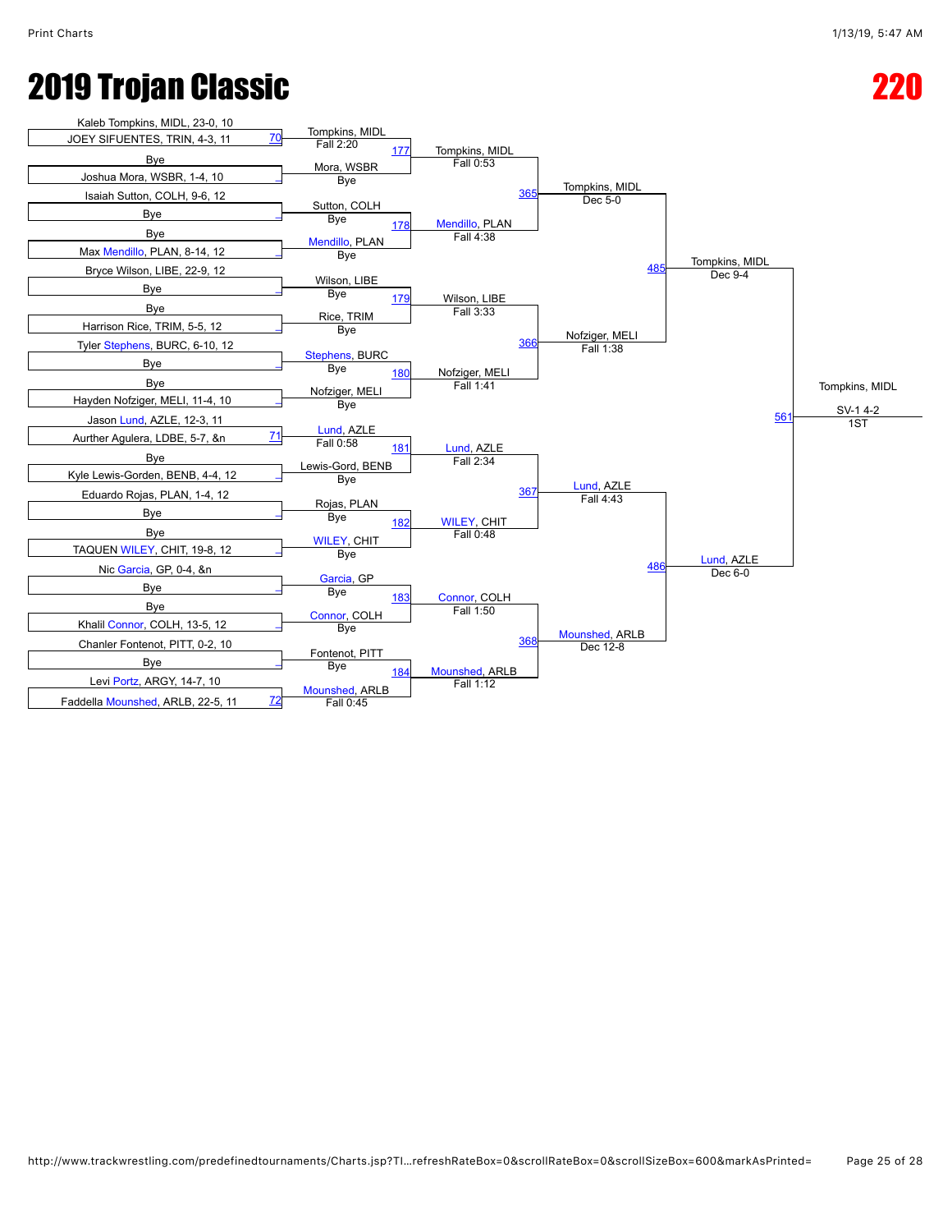# 2019 Trojan Classic

# 220

## Round 1 (Matches 70–72)

| Match | Wrestler 1 | Wrestler 2 | Winner | Result |
|---|---|---|---|---|
| 70 | Kaleb Tompkins, MIDL, 23-0, 10 | JOEY SIFUENTES, TRIN, 4-3, 11 | Tompkins, MIDL | Fall 2:20 |
| _ | Bye | Joshua Mora, WSBR, 1-4, 10 | Mora, WSBR | Bye |
| _ | Isaiah Sutton, COLH, 9-6, 12 | Bye | Sutton, COLH | Bye |
| _ | Bye | Max Mendillo, PLAN, 8-14, 12 | Mendillo, PLAN | Bye |
| _ | Bryce Wilson, LIBE, 22-9, 12 | Bye | Wilson, LIBE | Bye |
| _ | Bye | Harrison Rice, TRIM, 5-5, 12 | Rice, TRIM | Bye |
| _ | Tyler Stephens, BURC, 6-10, 12 | Bye | Stephens, BURC | Bye |
| _ | Bye | Hayden Nofziger, MELI, 11-4, 10 | Nofziger, MELI | Bye |
| 71 | Jason Lund, AZLE, 12-3, 11 | Aurther Agulera, LDBE, 5-7, &n | Lund, AZLE | Fall 0:58 |
| _ | Bye | Kyle Lewis-Gorden, BENB, 4-4, 12 | Lewis-Gord, BENB | Bye |
| _ | Eduardo Rojas, PLAN, 1-4, 12 | Bye | Rojas, PLAN | Bye |
| _ | Bye | TAQUEN WILEY, CHIT, 19-8, 12 | WILEY, CHIT | Bye |
| _ | Nic Garcia, GP, 0-4, &n | Bye | Garcia, GP | Bye |
| _ | Bye | Khalil Connor, COLH, 13-5, 12 | Connor, COLH | Bye |
| _ | Chanler Fontenot, PITT, 0-2, 10 | Bye | Fontenot, PITT | Bye |
| 72 | Levi Portz, ARGY, 14-7, 10 | Faddella Mounshed, ARLB, 22-5, 11 | Mounshed, ARLB | Fall 0:45 |

## Round 2

| Match | Winner | Result |
|---|---|---|
| 177 | Tompkins, MIDL | Fall 0:53 |
| 178 | Mendillo, PLAN | Fall 4:38 |
| 179 | Wilson, LIBE | Fall 3:33 |
| 180 | Nofziger, MELI | Fall 1:41 |
| 181 | Lund, AZLE | Fall 2:34 |
| 182 | WILEY, CHIT | Fall 0:48 |
| 183 | Connor, COLH | Fall 1:50 |
| 184 | Mounshed, ARLB | Fall 1:12 |

## Quarterfinals

| Match | Winner | Result |
|---|---|---|
| 365 | Tompkins, MIDL | Dec 5-0 |
| 366 | Nofziger, MELI | Fall 1:38 |
| 367 | Lund, AZLE | Fall 4:43 |
| 368 | Mounshed, ARLB | Dec 12-8 |

## Semifinals

| Match | Winner | Result |
|---|---|---|
| 485 | Tompkins, MIDL | Dec 9-4 |
| 486 | Lund, AZLE | Dec 6-0 |

## Final

| Match | Winner | Result | Place |
|---|---|---|---|
| 561 | Tompkins, MIDL | SV-1 4-2 | 1ST |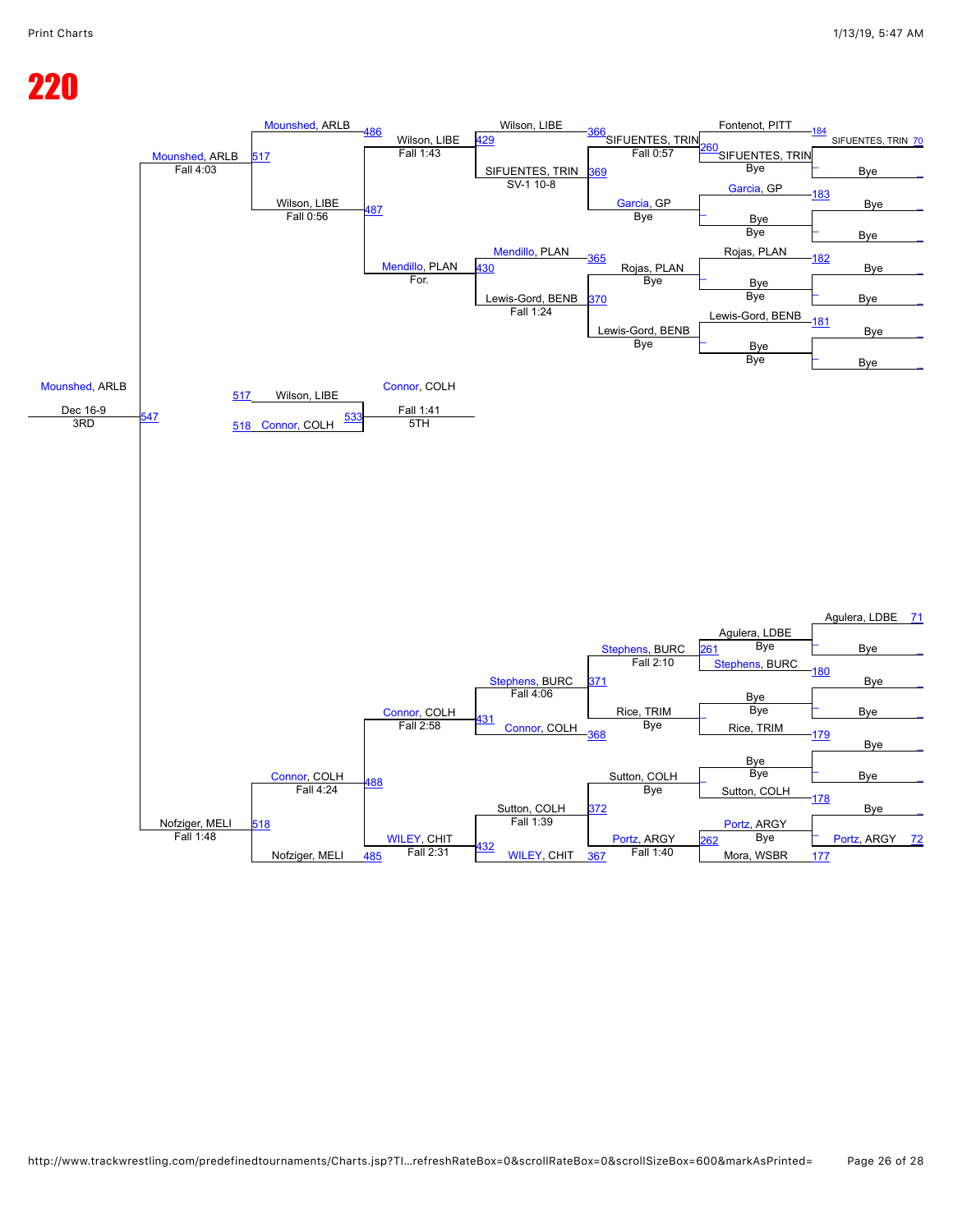# 220

**Championship bracket (top half)**

- 70: SIFUENTES, TRIN vs Bye → 184: Fontenot, PITT vs SIFUENTES, TRIN — SIFUENTES, TRIN (Bye) → 260
- 183: Garcia, GP vs Bye (Bye) → Garcia, GP
- 260: SIFUENTES, TRIN vs Garcia, GP (369) → SIFUENTES, TRIN, Fall 0:57 → 366
- 182: Rojas, PLAN vs Bye (Bye) → Rojas, PLAN
- 181: Lewis-Gord, BENB vs Bye (Bye) → Lewis-Gord, BENB
- 365: Rojas, PLAN (Bye) vs Lewis-Gord, BENB (Bye)
- 366: Wilson, LIBE vs SIFUENTES, TRIN → SIFUENTES, TRIN, SV-1 10-8 → 429
- 370: Mendillo, PLAN vs Lewis-Gord, BENB → Lewis-Gord, BENB, Fall 1:24 → 430
- 429: Wilson, LIBE, Fall 1:43 → 486
- 430: Mendillo, PLAN, For. → 487
- 486: Mounshed, ARLB
- 487: Wilson, LIBE, Fall 0:56
- 517: Mounshed, ARLB, Fall 4:03

**Championship bracket (bottom half)**

- 71: Agulera, LDBE vs Bye → 261: Agulera, LDBE (Bye) vs Stephens, BURC
- 180: Stephens, BURC vs Bye
- 179: Rice, TRIM vs Bye (Bye) → Rice, TRIM
- 371: Stephens, BURC vs Rice, TRIM → Stephens, BURC, Fall 2:10; Rice, TRIM (Bye)
- 178: Sutton, COLH vs Bye (Bye) → Sutton, COLH
- 72: Portz, ARGY vs Bye → 262: Portz, ARGY (Bye) vs 177: Mora, WSBR → Portz, ARGY, Fall 1:40
- 372: Sutton, COLH (Bye) vs 367: Portz, ARGY → Sutton, COLH, Fall 1:39
- 431: Stephens, BURC vs 368: Connor, COLH → Stephens, BURC, Fall 4:06
- 432: Sutton, COLH vs WILEY, CHIT → WILEY, CHIT, Fall 2:31
- 488: Connor, COLH vs WILEY, CHIT → Connor, COLH, Fall 2:58
- 518: Connor, COLH vs 485: Nofziger, MELI → Connor, COLH, Fall 4:24
- Nofziger, MELI, Fall 1:48

**Final**

- 547: Mounshed, ARLB vs Nofziger, MELI → Mounshed, ARLB, Dec 16-9 — 3RD

**5th place**

- 533: 517 Wilson, LIBE vs 518 Connor, COLH → Connor, COLH, Fall 1:41 — 5TH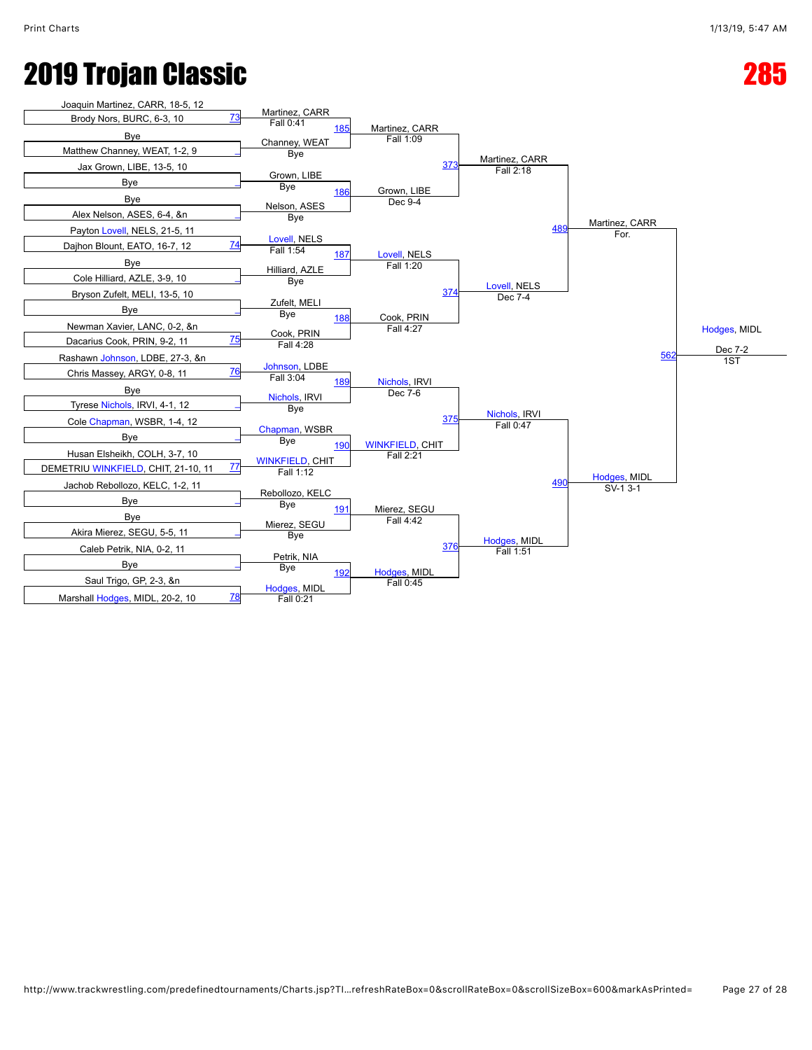# 2019 Trojan Classic

# 285

| Round 1 | Match | Round 2 | Match | Quarterfinals | Match | Semifinals | Match | Finals | Match | Champion |
|---|---|---|---|---|---|---|---|---|---|---|
| Joaquin Martinez, CARR, 18-5, 12 | | | | | | | | | | |
| Brody Nors, BURC, 6-3, 10 | 73 | Martinez, CARR Fall 0:41 | | | | | | | | |
| | | | 185 | Martinez, CARR Fall 1:09 | | | | | | |
| Bye | | | | | | | | | | |
| Matthew Channey, WEAT, 1-2, 9 | | Channey, WEAT Bye | | | | | | | | |
| | | | | | 373 | Martinez, CARR Fall 2:18 | | | | |
| Jax Grown, LIBE, 13-5, 10 | | | | | | | | | | |
| Bye | | Grown, LIBE Bye | | | | | | | | |
| | | | 186 | Grown, LIBE Dec 9-4 | | | | | | |
| Bye | | | | | | | | | | |
| Alex Nelson, ASES, 6-4, &n | | Nelson, ASES Bye | | | | | | | | |
| | | | | | | | 489 | Martinez, CARR For. | | |
| Payton Lovell, NELS, 21-5, 11 | | | | | | | | | | |
| Dajhon Blount, EATO, 16-7, 12 | 74 | Lovell, NELS Fall 1:54 | | | | | | | | |
| | | | 187 | Lovell, NELS Fall 1:20 | | | | | | |
| Bye | | | | | | | | | | |
| Cole Hilliard, AZLE, 3-9, 10 | | Hilliard, AZLE Bye | | | | | | | | |
| | | | | | 374 | Lovell, NELS Dec 7-4 | | | | |
| Bryson Zufelt, MELI, 13-5, 10 | | | | | | | | | | |
| Bye | | Zufelt, MELI Bye | | | | | | | | |
| | | | 188 | Cook, PRIN Fall 4:27 | | | | | | |
| Newman Xavier, LANC, 0-2, &n | | | | | | | | | | |
| Dacarius Cook, PRIN, 9-2, 11 | 75 | Cook, PRIN Fall 4:28 | | | | | | | | |
| | | | | | | | | | 562 | Hodges, MIDL Dec 7-2 1ST |
| Rashawn Johnson, LDBE, 27-3, &n | | | | | | | | | | |
| Chris Massey, ARGY, 0-8, 11 | 76 | Johnson, LDBE Fall 3:04 | | | | | | | | |
| | | | 189 | Nichols, IRVI Dec 7-6 | | | | | | |
| Bye | | | | | | | | | | |
| Tyrese Nichols, IRVI, 4-1, 12 | | Nichols, IRVI Bye | | | | | | | | |
| | | | | | 375 | Nichols, IRVI Fall 0:47 | | | | |
| Cole Chapman, WSBR, 1-4, 12 | | | | | | | | | | |
| Bye | | Chapman, WSBR Bye | | | | | | | | |
| | | | 190 | WINKFIELD, CHIT Fall 2:21 | | | | | | |
| Husan Elsheikh, COLH, 3-7, 10 | | | | | | | | | | |
| DEMETRIU WINKFIELD, CHIT, 21-10, 11 | 77 | WINKFIELD, CHIT Fall 1:12 | | | | | | | | |
| | | | | | | | 490 | Hodges, MIDL SV-1 3-1 | | |
| Jachob Rebollozo, KELC, 1-2, 11 | | | | | | | | | | |
| Bye | | Rebollozo, KELC Bye | | | | | | | | |
| | | | 191 | Mierez, SEGU Fall 4:42 | | | | | | |
| Bye | | | | | | | | | | |
| Akira Mierez, SEGU, 5-5, 11 | | Mierez, SEGU Bye | | | | | | | | |
| | | | | | 376 | Hodges, MIDL Fall 1:51 | | | | |
| Caleb Petrik, NIA, 0-2, 11 | | | | | | | | | | |
| Bye | | Petrik, NIA Bye | | | | | | | | |
| | | | 192 | Hodges, MIDL Fall 0:45 | | | | | | |
| Saul Trigo, GP, 2-3, &n | | | | | | | | | | |
| Marshall Hodges, MIDL, 20-2, 10 | 78 | Hodges, MIDL Fall 0:21 | | | | | | | | |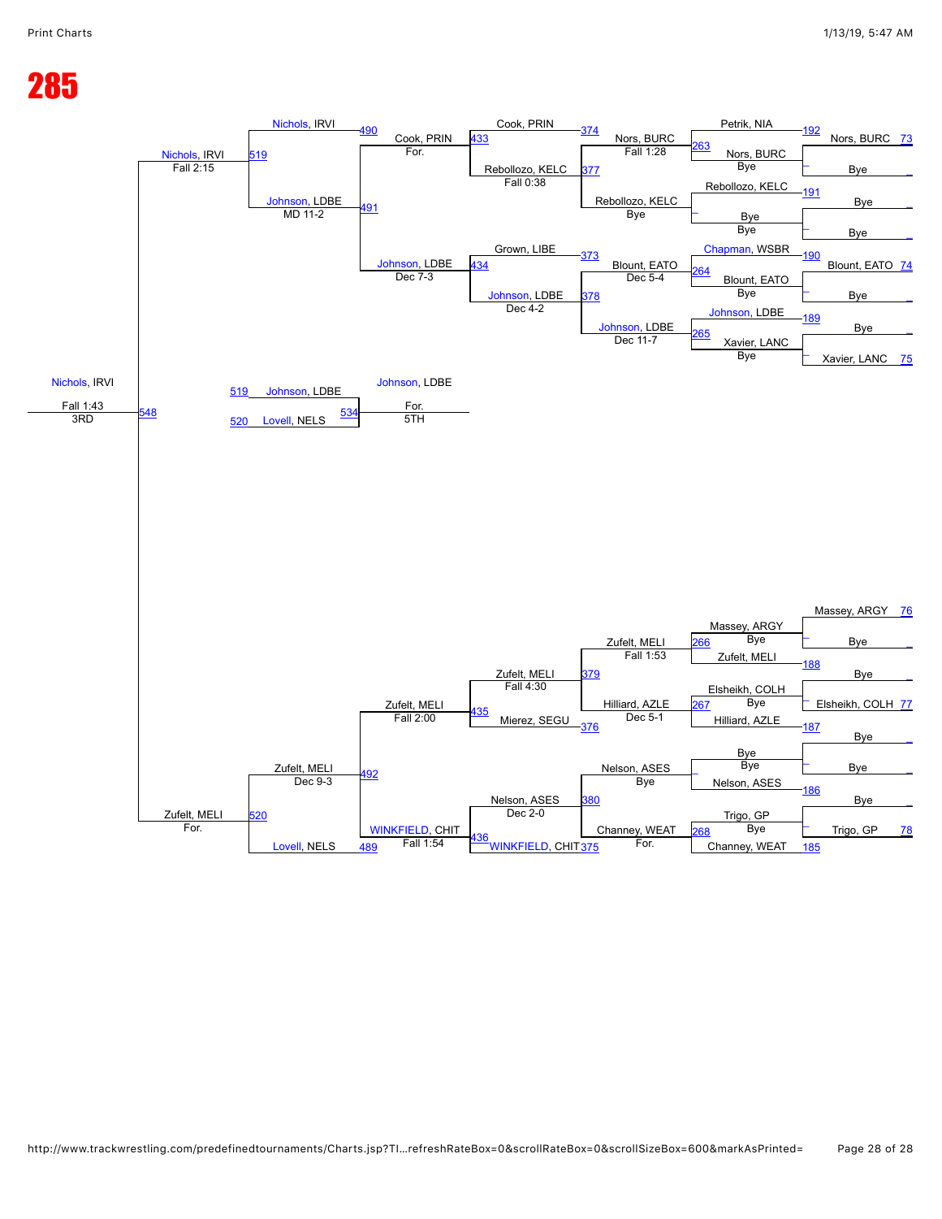# 285

Nors, BURC 73
Bye
Bye
Bye
Blount, EATO 74
Bye
Bye
Xavier, LANC 75

192 Petrik, NIA
Nors, BURC
Bye
191 Rebollozo, KELC
Bye
Bye
190 Chapman, WSBR
Blount, EATO
Bye
189 Johnson, LDBE
Xavier, LANC
Bye

263 Nors, BURC
Fall 1:28
Rebollozo, KELC
Bye
264 Blount, EATO
Dec 5-4
Johnson, LDBE
Dec 11-7

374 Cook, PRIN
377 Rebollozo, KELC
Fall 0:38
373 Grown, LIBE
378 Johnson, LDBE
Dec 4-2

433 Cook, PRIN
For.
434 Johnson, LDBE
Dec 7-3

490 Nichols, IRVI
491 Johnson, LDBE
MD 11-2

519 Nichols, IRVI
Fall 2:15

548 Nichols, IRVI
Fall 1:43
3RD

519 Johnson, LDBE
520 Lovell, NELS
534 Johnson, LDBE
For.
5TH

Massey, ARGY 76
Bye
Bye
Elsheikh, COLH 77
Bye
Bye
Bye
Trigo, GP 78

266 Massey, ARGY
Bye
188 Zufelt, MELI
267 Elsheikh, COLH
Bye
187 Hilliard, AZLE
Bye
Bye
186 Nelson, ASES
268 Trigo, GP
Bye
185 Channey, WEAT

379 Zufelt, MELI
Fall 1:53
376 Hilliard, AZLE
Dec 5-1
380 Nelson, ASES
Bye
375 Channey, WEAT
For.

435 Zufelt, MELI
Fall 4:30
Mierez, SEGU
436 Nelson, ASES
Dec 2-0
WINKFIELD, CHIT

492 Zufelt, MELI
Fall 2:00
489 WINKFIELD, CHIT
Fall 1:54

520 Zufelt, MELI
Dec 9-3
Lovell, NELS

Zufelt, MELI
For.